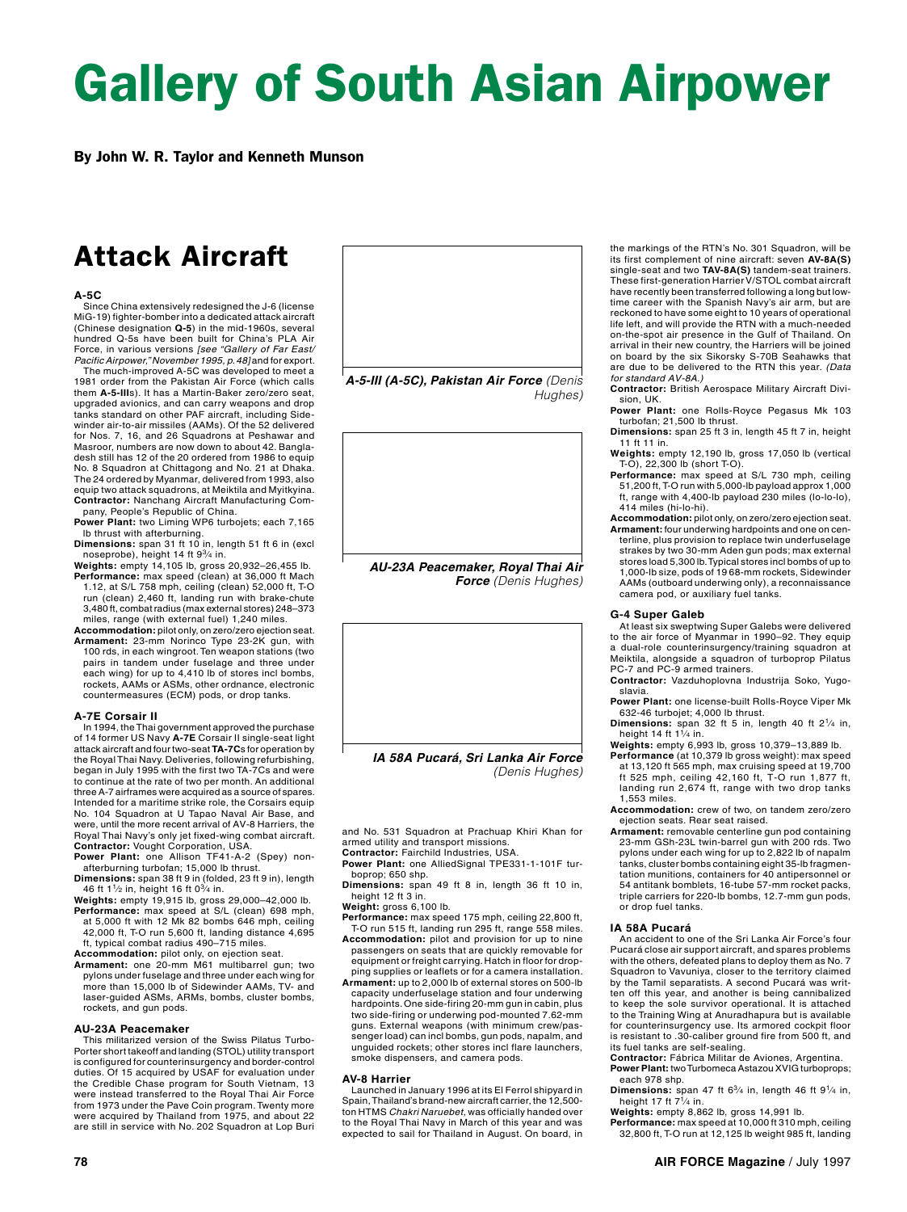# Gallery of South Asian Airpower

**By John W. R. Taylor and Kenneth Munson**

## Attack Aircraft

### A-5C

Since China extensively redesigned the J-6 (license MiG-19) fighter-bomber into a dedicated attack aircraft (Chinese designation **Q-5**) in the mid-1960s, several hundred Q-5s have been built for China's PLA Air Force, in various versions *[see "Gallery of Far East/Pacific Airpower," November 1995, p.48]* and for export.

The much-improved A-5C was developed to meet a 1981 order from the Pakistan Air Force (which calls them **A-5-III**s). It has a Martin-Baker zero/zero seat, upgraded avionics, and can carry weapons and drop tanks standard on other PAF aircraft, including Sidewinder air-to-air missiles (AAMs). Of the 52 delivered for Nos. 7, 16, and 26 Squadrons at Peshawar and Masroor, numbers are now down to about 42. Bangladesh still has 12 of the 20 ordered from 1986 to equip No. 8 Squadron at Chittagong and No. 21 at Dhaka. The 24 ordered by Myanmar, delivered from 1993, also equip two attack squadrons, at Meiktila and Myitkyina.

**Contractor:** Nanchang Aircraft Manufacturing Company, People's Republic of China.

**Power Plant:** two Liming WP6 turbojets; each 7,165 lb thrust with afterburning.

**Dimensions:** span 31 ft 10 in, length 51 ft 6 in (excl noseprobe), height 14 ft 9¾ in.

**Weights:** empty 14,105 lb, gross 20,932–26,455 lb.

**Performance:** max speed (clean) at 36,000 ft Mach 1.12, at S/L 758 mph, ceiling (clean) 52,000 ft, T-O run (clean) 2,460 ft, landing run with brake-chute 3,480 ft, combat radius (max external stores) 248–373 miles, range (with external fuel) 1,240 miles.

**Accommodation:** pilot only, on zero/zero ejection seat.

**Armament:** 23-mm Norinco Type 23-2K gun, with 100 rds, in each wingroot. Ten weapon stations (two pairs in tandem under fuselage and three under each wing) for up to 4,410 lb of stores incl bombs, rockets, AAMs or ASMs, other ordnance, electronic countermeasures (ECM) pods, or drop tanks.

*A-5-III (A-5C), Pakistan Air Force (Denis Hughes)*

### A-7E Corsair II

In 1994, the Thai government approved the purchase of 14 former US Navy **A-7E** Corsair II single-seat light attack aircraft and four two-seat **TA-7C**s for operation by the Royal Thai Navy. Deliveries, following refurbishing, began in July 1995 with the first two TA-7Cs and were to continue at the rate of two per month. An additional three A-7 airframes were acquired as a source of spares. Intended for a maritime strike role, the Corsairs equip No. 104 Squadron at U Tapao Naval Air Base, and were, until the more recent arrival of AV-8 Harriers, the Royal Thai Navy's only jet fixed-wing combat aircraft.

**Contractor:** Vought Corporation, USA.

**Power Plant:** one Allison TF41-A-2 (Spey) non-afterburning turbofan; 15,000 lb thrust.

**Dimensions:** span 38 ft 9 in (folded, 23 ft 9 in), length 46 ft 1½ in, height 16 ft 0¾ in.

**Weights:** empty 19,915 lb, gross 29,000–42,000 lb.

**Performance:** max speed at S/L (clean) 698 mph, at 5,000 ft with 12 Mk 82 bombs 646 mph, ceiling 42,000 ft, T-O run 5,600 ft, landing distance 4,695 ft, typical combat radius 490–715 miles.

**Accommodation:** pilot only, on ejection seat.

**Armament:** one 20-mm M61 multibarrel gun; two pylons under fuselage and three under each wing for more than 15,000 lb of Sidewinder AAMs, TV- and laser-guided ASMs, ARMs, bombs, cluster bombs, rockets, and gun pods.

### AU-23A Peacemaker

This militarized version of the Swiss Pilatus Turbo-Porter short takeoff and landing (STOL) utility transport is configured for counterinsurgency and border-control duties. Of 15 acquired by USAF for evaluation under the Credible Chase program for South Vietnam, 13 were instead transferred to the Royal Thai Air Force from 1973 under the Pave Coin program. Twenty more were acquired by Thailand from 1975, and about 22 are still in service with No. 202 Squadron at Lop Buri and No. 531 Squadron at Prachuap Khiri Khan for armed utility and transport missions.

*AU-23A Peacemaker, Royal Thai Air Force (Denis Hughes)*

**Contractor:** Fairchild Industries, USA.

**Power Plant:** one AlliedSignal TPE331-1-101F turboprop; 650 shp.

**Dimensions:** span 49 ft 8 in, length 36 ft 10 in, height 12 ft 3 in.

**Weight:** gross 6,100 lb.

**Performance:** max speed 175 mph, ceiling 22,800 ft, T-O run 515 ft, landing run 295 ft, range 558 miles.

**Accommodation:** pilot and provision for up to nine passengers on seats that are quickly removable for equipment or freight carrying. Hatch in floor for dropping supplies or leaflets or for a camera installation.

**Armament:** up to 2,000 lb of external stores on 500-lb capacity underfuselage station and four underwing hardpoints. One side-firing 20-mm gun in cabin, plus two side-firing or underwing pod-mounted 7.62-mm guns. External weapons (with minimum crew/passenger load) can incl bombs, gun pods, napalm, and unguided rockets; other stores incl flare launchers, smoke dispensers, and camera pods.

*IA 58A Pucará, Sri Lanka Air Force (Denis Hughes)*

### AV-8 Harrier

Launched in January 1996 at its El Ferrol shipyard in Spain, Thailand's brand-new aircraft carrier, the 12,500-ton HTMS *Chakri Naruebet*, was officially handed over to the Royal Thai Navy in March of this year and was expected to sail for Thailand in August. On board, in the markings of the RTN's No. 301 Squadron, will be its first complement of nine aircraft: seven **AV-8A(S)** single-seat and two **TAV-8A(S)** tandem-seat trainers. These first-generation Harrier V/STOL combat aircraft have recently been transferred following a long but low-time career with the Spanish Navy's air arm, but are reckoned to have some eight to 10 years of operational life left, and will provide the RTN with a much-needed on-the-spot air presence in the Gulf of Thailand. On arrival in their new country, the Harriers will be joined on board by the six Sikorsky S-70B Seahawks that are due to be delivered to the RTN this year. *(Data for standard AV-8A.)*

**Contractor:** British Aerospace Military Aircraft Division, UK.

**Power Plant:** one Rolls-Royce Pegasus Mk 103 turbofan; 21,500 lb thrust.

**Dimensions:** span 25 ft 3 in, length 45 ft 7 in, height 11 ft 11 in.

**Weights:** empty 12,190 lb, gross 17,050 lb (vertical T-O), 22,300 lb (short T-O).

**Performance:** max speed at S/L 730 mph, ceiling 51,200 ft, T-O run with 5,000-lb payload approx 1,000 ft, range with 4,400-lb payload 230 miles (lo-lo-lo), 414 miles (hi-lo-hi).

**Accommodation:** pilot only, on zero/zero ejection seat.

**Armament:** four underwing hardpoints and one on centerline, plus provision to replace twin underfuselage strakes by two 30-mm Aden gun pods; max external stores load 5,300 lb. Typical stores incl bombs of up to 1,000-lb size, pods of 19 68-mm rockets, Sidewinder AAMs (outboard underwing only), a reconnaissance camera pod, or auxiliary fuel tanks.

### G-4 Super Galeb

At least six sweptwing Super Galebs were delivered to the air force of Myanmar in 1990–92. They equip a dual-role counterinsurgency/training squadron at Meiktila, alongside a squadron of turboprop Pilatus PC-7 and PC-9 armed trainers.

**Contractor:** Vazduhoplovna Industrija Soko, Yugoslavia.

**Power Plant:** one license-built Rolls-Royce Viper Mk 632-46 turbojet; 4,000 lb thrust.

**Dimensions:** span 32 ft 5 in, length 40 ft 2¼ in, height 14 ft 1¼ in.

**Weights:** empty 6,993 lb, gross 10,379–13,889 lb.

**Performance** (at 10,379 lb gross weight): max speed at 13,120 ft 565 mph, max cruising speed at 19,700 ft 525 mph, ceiling 42,160 ft, T-O run 1,877 ft, landing run 2,674 ft, range with two drop tanks 1,553 miles.

**Accommodation:** crew of two, on tandem zero/zero ejection seats. Rear seat raised.

**Armament:** removable centerline gun pod containing 23-mm GSh-23L twin-barrel gun with 200 rds. Two pylons under each wing for up to 2,822 lb of napalm tanks, cluster bombs containing eight 35-lb fragmentation munitions, containers for 40 antipersonnel or 54 antitank bomblets, 16-tube 57-mm rocket packs, triple carriers for 220-lb bombs, 12.7-mm gun pods, or drop fuel tanks.

### IA 58A Pucará

An accident to one of the Sri Lanka Air Force's four Pucará close air support aircraft, and spares problems with the others, defeated plans to deploy them as No. 7 Squadron to Vavuniya, closer to the territory claimed by the Tamil separatists. A second Pucará was written off this year, and another is being cannibalized to keep the sole survivor operational. It is attached to the Training Wing at Anuradhapura but is available for counterinsurgency use. Its armored cockpit floor is resistant to .30-caliber ground fire from 500 ft, and its fuel tanks are self-sealing.

**Contractor:** Fábrica Militar de Aviones, Argentina.

**Power Plant:** two Turbomeca Astazou XVIG turboprops; each 978 shp.

**Dimensions:** span 47 ft 6¾ in, length 46 ft 9¼ in, height 17 ft 7¼ in.

**Weights:** empty 8,862 lb, gross 14,991 lb.

**Performance:** max speed at 10,000 ft 310 mph, ceiling 32,800 ft, T-O run at 12,125 lb weight 985 ft, landing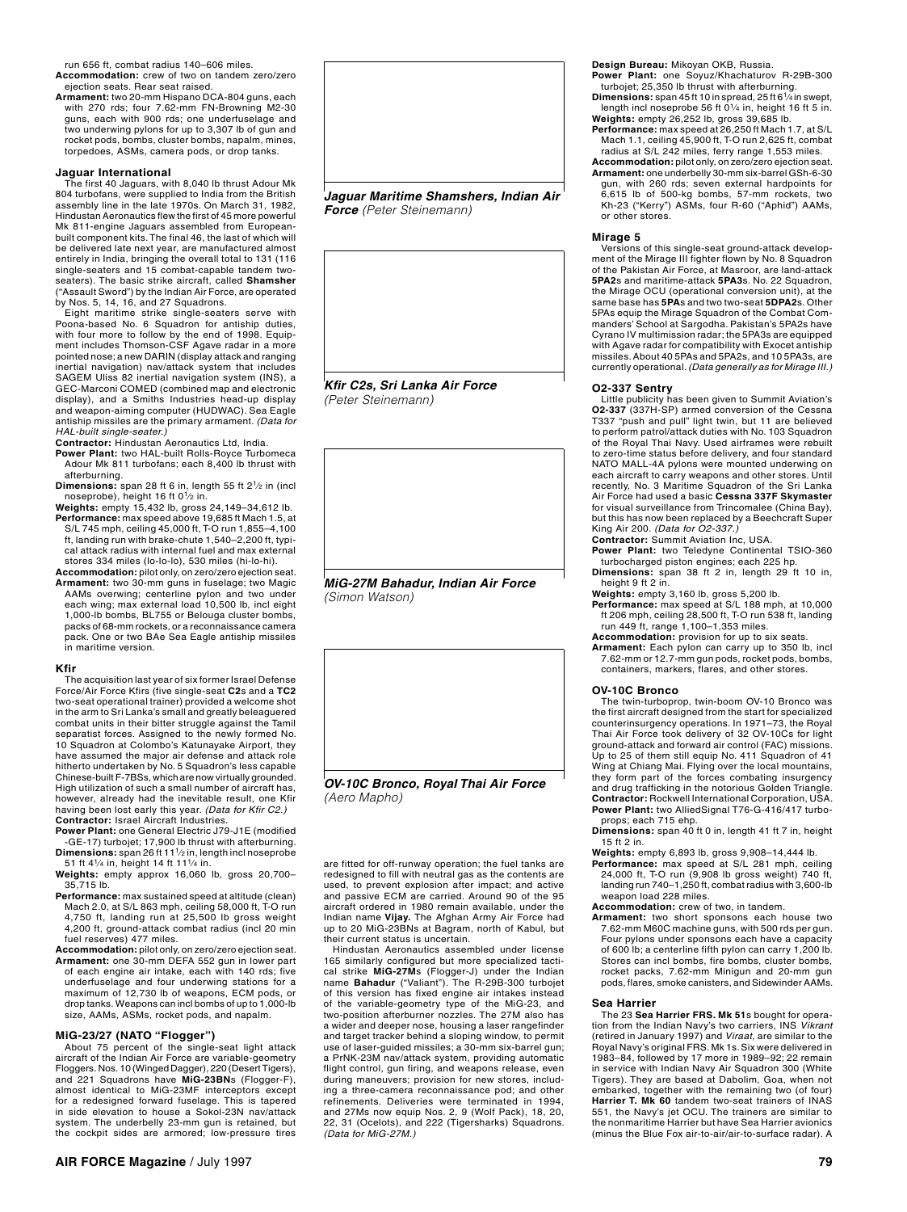run 656 ft, combat radius 140–606 miles.

**Accommodation:** crew of two on tandem zero/zero ejection seats. Rear seat raised.

**Armament:** two 20-mm Hispano DCA-804 guns, each with 270 rds; four 7.62-mm FN-Browning M2-30 guns, each with 900 rds; one underfuselage and two underwing pylons for up to 3,307 lb of gun and rocket pods, bombs, cluster bombs, napalm, mines, torpedoes, ASMs, camera pods, or drop tanks.

### Jaguar International

The first 40 Jaguars, with 8,040 lb thrust Adour Mk 804 turbofans, were supplied to India from the British assembly line in the late 1970s. On March 31, 1982, Hindustan Aeronautics flew the first of 45 more powerful Mk 811-engine Jaguars assembled from European-built component kits. The final 46, the last of which will be delivered late next year, are manufactured almost entirely in India, bringing the overall total to 131 (116 single-seaters and 15 combat-capable tandem two-seaters). The basic strike aircraft, called **Shamsher** ("Assault Sword") by the Indian Air Force, are operated by Nos. 5, 14, 16, and 27 Squadrons.

Eight maritime strike single-seaters serve with Poona-based No. 6 Squadron for antiship duties, with four more to follow by the end of 1998. Equipment includes Thomson-CSF Agave radar in a more pointed nose; a new DARIN (display attack and ranging inertial navigation) nav/attack system that includes SAGEM Uliss 82 inertial navigation system (INS), a GEC-Marconi COMED (combined map and electronic display), and a Smiths Industries head-up display and weapon-aiming computer (HUDWAC). Sea Eagle antiship missiles are the primary armament. *(Data for HAL-built single-seater.)*

**Contractor:** Hindustan Aeronautics Ltd, India.

**Power Plant:** two HAL-built Rolls-Royce Turbomeca Adour Mk 811 turbofans; each 8,400 lb thrust with afterburning.

**Dimensions:** span 28 ft 6 in, length 55 ft 2½ in (incl noseprobe), height 16 ft 0½ in.

**Weights:** empty 15,432 lb, gross 24,149–34,612 lb.

**Performance:** max speed above 19,685 ft Mach 1.5, at S/L 745 mph, ceiling 45,000 ft, T-O run 1,855–4,100 ft, landing run with brake-chute 1,540–2,200 ft, typical attack radius with internal fuel and max external stores 334 miles (lo-lo-lo), 530 miles (hi-lo-hi).

**Accommodation:** pilot only, on zero/zero ejection seat.

**Armament:** two 30-mm guns in fuselage; two Magic AAMs overwing; centerline pylon and two under each wing; max external load 10,500 lb, incl eight 1,000-lb bombs, BL755 or Belouga cluster bombs, packs of 68-mm rockets, or a reconnaissance camera pack. One or two BAe Sea Eagle antiship missiles in maritime version.

### Kfir

The acquisition last year of six former Israel Defense Force/Air Force Kfirs (five single-seat **C2**s and a **TC2** two-seat operational trainer) provided a welcome shot in the arm to Sri Lanka's small and greatly beleaguered combat units in their bitter struggle against the Tamil separatist forces. Assigned to the newly formed No. 10 Squadron at Colombo's Katunayake Airport, they have assumed the major air defense and attack role hitherto undertaken by No. 5 Squadron's less capable Chinese-built F-7BSs, which are now virtually grounded. High utilization of such a small number of aircraft has, however, already had the inevitable result, one Kfir having been lost early this year. *(Data for Kfir C2.)*

**Contractor:** Israel Aircraft Industries.

**Power Plant:** one General Electric J79-J1E (modified -GE-17) turbojet; 17,900 lb thrust with afterburning.

**Dimensions:** span 26 ft 11½ in, length incl noseprobe 51 ft 4¼ in, height 14 ft 11¼ in.

**Weights:** empty approx 16,060 lb, gross 20,700–35,715 lb.

**Performance:** max sustained speed at altitude (clean) Mach 2.0, at S/L 863 mph, ceiling 58,000 ft, T-O run 4,750 ft, landing run at 25,500 lb gross weight 4,200 ft, ground-attack combat radius (incl 20 min fuel reserves) 477 miles.

**Accommodation:** pilot only, on zero/zero ejection seat.

**Armament:** one 30-mm DEFA 552 gun in lower part of each engine air intake, each with 140 rds; five underfuselage and four underwing stations for a maximum of 12,730 lb of weapons, ECM pods, or drop tanks. Weapons can incl bombs of up to 1,000-lb size, AAMs, ASMs, rocket pods, and napalm.

### MiG-23/27 (NATO "Flogger")

About 75 percent of the single-seat light attack aircraft of the Indian Air Force are variable-geometry Floggers. Nos. 10 (Winged Dagger), 220 (Desert Tigers), and 221 Squadrons have **MiG-23BN**s (Flogger-F), almost identical to MiG-23MF interceptors except for a redesigned forward fuselage. This is tapered in side elevation to house a Sokol-23N nav/attack system. The underbelly 23-mm gun is retained, but the cockpit sides are armored; low-pressure tires

*Jaguar Maritime Shamshers, Indian Air Force* (Peter Steinemann)

*Kfir C2s, Sri Lanka Air Force* (Peter Steinemann)

*MiG-27M Bahadur, Indian Air Force* (Simon Watson)

*OV-10C Bronco, Royal Thai Air Force* (Aero Mapho)

are fitted for off-runway operation; the fuel tanks are redesigned to fill with neutral gas as the contents are used, to prevent explosion after impact; and active and passive ECM are carried. Around 90 of the 95 aircraft ordered in 1980 remain available, under the Indian name **Vijay.** The Afghan Army Air Force had up to 20 MiG-23BNs at Bagram, north of Kabul, but their current status is uncertain.

Hindustan Aeronautics assembled under license 165 similarly configured but more specialized tactical strike **MiG-27M**s (Flogger-J) under the Indian name **Bahadur** ("Valiant"). The R-29B-300 turbojet of this version has fixed engine air intakes instead of the variable-geometry type of the MiG-23, and two-position afterburner nozzles. The 27M also has a wider and deeper nose, housing a laser rangefinder and target tracker behind a sloping window, to permit use of laser-guided missiles; a 30-mm six-barrel gun; a PrNK-23M nav/attack system, providing automatic flight control, gun firing, and weapons release, even during maneuvers; provision for new stores, including a three-camera reconnaissance pod; and other refinements. Deliveries were terminated in 1994, and 27Ms now equip Nos. 2, 9 (Wolf Pack), 18, 20, 22, 31 (Ocelots), and 222 (Tigersharks) Squadrons. *(Data for MiG-27M.)*

**Design Bureau:** Mikoyan OKB, Russia.

**Power Plant:** one Soyuz/Khachaturov R-29B-300 turbojet; 25,350 lb thrust with afterburning.

**Dimensions:** span 45 ft 10 in spread, 25 ft 6¼ in swept, length incl noseprobe 56 ft 0¼ in, height 16 ft 5 in.

**Weights:** empty 26,252 lb, gross 39,685 lb.

**Performance:** max speed at 26,250 ft Mach 1.7, at S/L Mach 1.1, ceiling 45,900 ft, T-O run 2,625 ft, combat radius at S/L 242 miles, ferry range 1,553 miles.

**Accommodation:** pilot only, on zero/zero ejection seat.

**Armament:** one underbelly 30-mm six-barrel GSh-6-30 gun, with 260 rds; seven external hardpoints for 6,615 lb of 500-kg bombs, 57-mm rockets, two Kh-23 ("Kerry") ASMs, four R-60 ("Aphid") AAMs, or other stores.

### Mirage 5

Versions of this single-seat ground-attack development of the Mirage III fighter flown by No. 8 Squadron of the Pakistan Air Force, at Masroor, are land-attack **5PA2**s and maritime-attack **5PA3**s. No. 22 Squadron, the Mirage OCU (operational conversion unit), at the same base has **5PA**s and two two-seat **5DPA2**s. Other 5PAs equip the Mirage Squadron of the Combat Commanders' School at Sargodha. Pakistan's 5PA2s have Cyrano IV multimission radar; the 5PA3s are equipped with Agave radar for compatibility with Exocet antiship missiles. About 40 5PAs and 5PA2s, and 10 5PA3s, are currently operational. *(Data generally as for Mirage III.)*

### O2-337 Sentry

Little publicity has been given to Summit Aviation's **O2-337** (337H-SP) armed conversion of the Cessna T337 "push and pull" light twin, but 11 are believed to perform patrol/attack duties with No. 103 Squadron of the Royal Thai Navy. Used airframes were rebuilt to zero-time status before delivery, and four standard NATO MALL-4A pylons were mounted underwing on each aircraft to carry weapons and other stores. Until recently, No. 3 Maritime Squadron of the Sri Lanka Air Force had used a basic **Cessna 337F Skymaster** for visual surveillance from Trincomalee (China Bay), but this has now been replaced by a Beechcraft Super King Air 200. *(Data for O2-337.)*

**Contractor:** Summit Aviation Inc, USA.

**Power Plant:** two Teledyne Continental TSIO-360 turbocharged piston engines; each 225 hp.

**Dimensions:** span 38 ft 2 in, length 29 ft 10 in, height 9 ft 2 in.

**Weights:** empty 3,160 lb, gross 5,200 lb.

**Performance:** max speed at S/L 188 mph, at 10,000 ft 206 mph, ceiling 28,500 ft, T-O run 538 ft, landing run 449 ft, range 1,100–1,353 miles.

**Accommodation:** provision for up to six seats.

**Armament:** Each pylon can carry up to 350 lb, incl 7.62-mm or 12.7-mm gun pods, rocket pods, bombs, containers, markers, flares, and other stores.

### OV-10C Bronco

The twin-turboprop, twin-boom OV-10 Bronco was the first aircraft designed from the start for specialized counterinsurgency operations. In 1971–73, the Royal Thai Air Force took delivery of 32 OV-10Cs for light ground-attack and forward air control (FAC) missions. Up to 25 of them still equip No. 411 Squadron of 41 Wing at Chiang Mai. Flying over the local mountains, they form part of the forces combating insurgency and drug trafficking in the notorious Golden Triangle.

**Contractor:** Rockwell International Corporation, USA.

**Power Plant:** two AlliedSignal T76-G-416/417 turboprops; each 715 ehp.

**Dimensions:** span 40 ft 0 in, length 41 ft 7 in, height 15 ft 2 in.

**Weights:** empty 6,893 lb, gross 9,908–14,444 lb.

**Performance:** max speed at S/L 281 mph, ceiling 24,000 ft, T-O run (9,908 lb gross weight) 740 ft, landing run 740–1,250 ft, combat radius with 3,600-lb weapon load 228 miles.

**Accommodation:** crew of two, in tandem.

**Armament:** two short sponsons each house two 7.62-mm M60C machine guns, with 500 rds per gun. Four pylons under sponsons each have a capacity of 600 lb; a centerline fifth pylon can carry 1,200 lb. Stores can incl bombs, fire bombs, cluster bombs, rocket packs, 7.62-mm Minigun and 20-mm gun pods, flares, smoke canisters, and Sidewinder AAMs.

### Sea Harrier

The 23 **Sea Harrier FRS. Mk 51**s bought for operation from the Indian Navy's two carriers, INS *Vikrant* (retired in January 1997) and *Viraat,* are similar to the Royal Navy's original FRS. Mk 1s. Six were delivered in 1983–84, followed by 17 more in 1989–92; 22 remain in service with Indian Navy Air Squadron 300 (White Tigers). They are based at Dabolim, Goa, when not embarked, together with the remaining two (of four) **Harrier T. Mk 60** tandem two-seat trainers of INAS 551, the Navy's jet OCU. The trainers are similar to the nonmaritime Harrier but have Sea Harrier avionics (minus the Blue Fox air-to-air/air-to-surface radar). A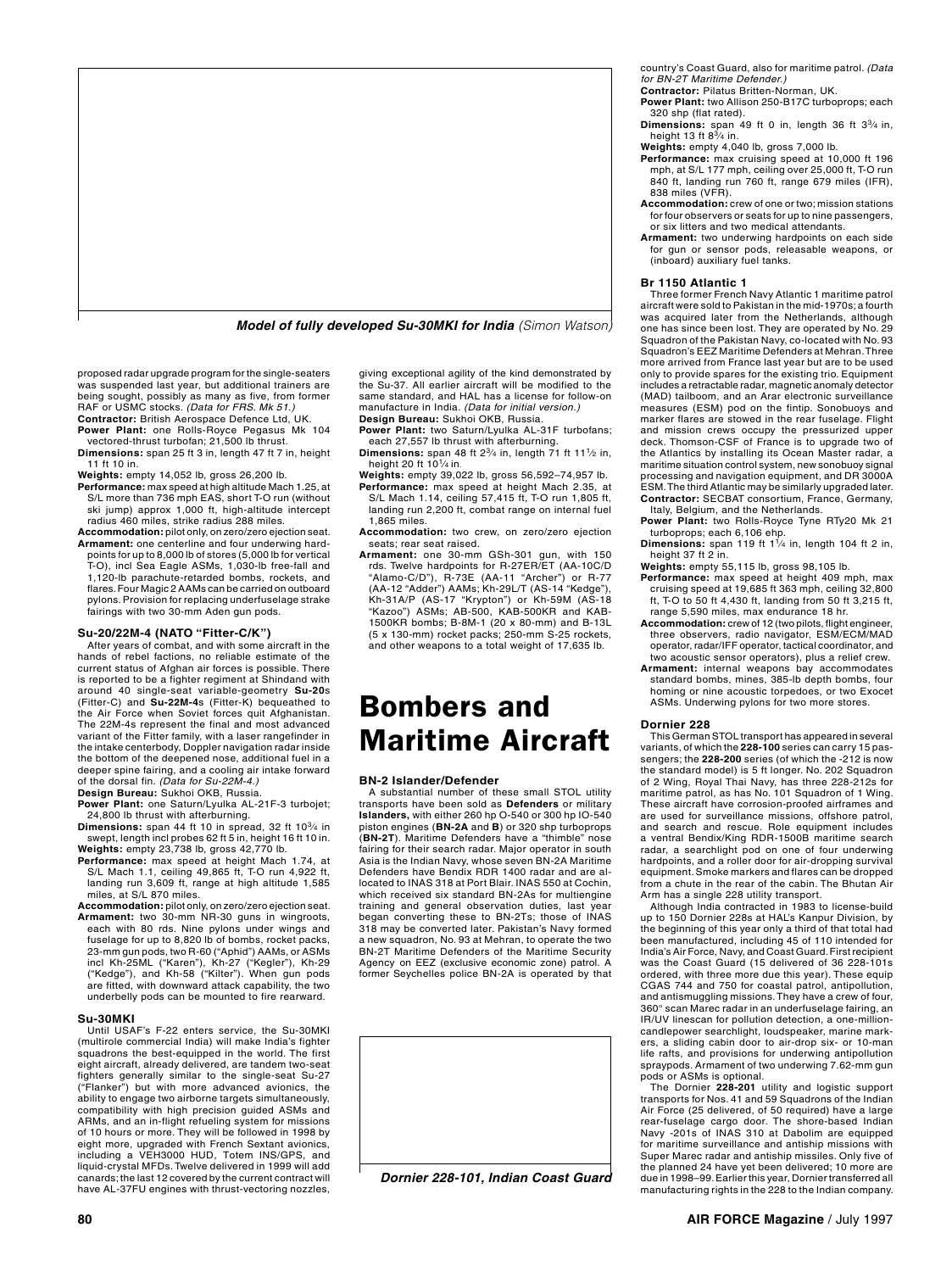proposed radar upgrade program for the single-seaters was suspended last year, but additional trainers are being sought, possibly as many as five, from former RAF or USMC stocks. *(Data for FRS. Mk 51.)*

**Contractor:** British Aerospace Defence Ltd, UK.

**Power Plant:** one Rolls-Royce Pegasus Mk 104 vectored-thrust turbofan; 21,500 lb thrust.

**Dimensions:** span 25 ft 3 in, length 47 ft 7 in, height 11 ft 10 in.

**Weights:** empty 14,052 lb, gross 26,200 lb.

**Performance:** max speed at high altitude Mach 1.25, at S/L more than 736 mph EAS, short T-O run (without ski jump) approx 1,000 ft, high-altitude intercept radius 460 miles, strike radius 288 miles.

**Accommodation:** pilot only, on zero/zero ejection seat.

**Armament:** one centerline and four underwing hardpoints for up to 8,000 lb of stores (5,000 lb for vertical T-O), incl Sea Eagle ASMs, 1,030-lb free-fall and 1,120-lb parachute-retarded bombs, rockets, and flares. Four Magic 2 AAMs can be carried on outboard pylons. Provision for replacing underfuselage strake fairings with two 30-mm Aden gun pods.

### Su-20/22M-4 (NATO "Fitter-C/K")

After years of combat, and with some aircraft in the hands of rebel factions, no reliable estimate of the current status of Afghan air forces is possible. There is reported to be a fighter regiment at Shindand with around 40 single-seat variable-geometry **Su-20**s (Fitter-C) and **Su-22M-4**s (Fitter-K) bequeathed to the Air Force when Soviet forces quit Afghanistan. The 22M-4s represent the final and most advanced variant of the Fitter family, with a laser rangefinder in the intake centerbody, Doppler navigation radar inside the bottom of the deepened nose, additional fuel in a deeper spine fairing, and a cooling air intake forward of the dorsal fin. *(Data for Su-22M-4.)*

**Design Bureau:** Sukhoi OKB, Russia.

**Power Plant:** one Saturn/Lyulka AL-21F-3 turbojet; 24,800 lb thrust with afterburning.

**Dimensions:** span 44 ft 10 in spread, 32 ft 10¾ in swept, length incl probes 62 ft 5 in, height 16 ft 10 in.

**Weights:** empty 23,738 lb, gross 42,770 lb.

**Performance:** max speed at height Mach 1.74, at S/L Mach 1.1, ceiling 49,865 ft, T-O run 4,922 ft, landing run 3,609 ft, range at high altitude 1,585 miles, at S/L 870 miles.

**Accommodation:** pilot only, on zero/zero ejection seat.

**Armament:** two 30-mm NR-30 guns in wingroots, each with 80 rds. Nine pylons under wings and fuselage for up to 8,820 lb of bombs, rocket packs, 23-mm gun pods, two R-60 ("Aphid") AAMs, or ASMs incl Kh-25ML ("Karen"), Kh-27 ("Kegler"), Kh-29 ("Kedge"), and Kh-58 ("Kilter"). When gun pods are fitted, with downward attack capability, the two underbelly pods can be mounted to fire rearward.

### Su-30MKI

Until USAF's F-22 enters service, the Su-30MKI (multirole commercial India) will make India's fighter squadrons the best-equipped in the world. The first eight aircraft, already delivered, are tandem two-seat fighters generally similar to the single-seat Su-27 ("Flanker") but with more advanced avionics, the ability to engage two airborne targets simultaneously, compatibility with high precision guided ASMs and ARMs, and an in-flight refueling system for missions of 10 hours or more. They will be followed in 1998 by eight more, upgraded with French Sextant avionics, including a VEH3000 HUD, Totem INS/GPS, and liquid-crystal MFDs. Twelve delivered in 1999 will add canards; the last 12 covered by the current contract will have AL-37FU engines with thrust-vectoring nozzles, giving exceptional agility of the kind demonstrated by the Su-37. All earlier aircraft will be modified to the same standard, and HAL has a license for follow-on manufacture in India. *(Data for initial version.)*

**Design Bureau:** Sukhoi OKB, Russia.

**Power Plant:** two Saturn/Lyulka AL-31F turbofans; each 27,557 lb thrust with afterburning.

**Dimensions:** span 48 ft 2¾ in, length 71 ft 11½ in, height 20 ft 10¼ in.

**Weights:** empty 39,022 lb, gross 56,592–74,957 lb.

**Performance:** max speed at height Mach 2.35, at S/L Mach 1.14, ceiling 57,415 ft, T-O run 1,805 ft, landing run 2,200 ft, combat range on internal fuel 1,865 miles.

**Accommodation:** two crew, on zero/zero ejection seats; rear seat raised.

**Armament:** one 30-mm GSh-301 gun, with 150 rds. Twelve hardpoints for R-27ER/ET (AA-10C/D "Alamo-C/D"), R-73E (AA-11 "Archer") or R-77 (AA-12 "Adder") AAMs; Kh-29L/T (AS-14 "Kedge"), Kh-31A/P (AS-17 "Krypton") or Kh-59M (AS-18 "Kazoo") ASMs; AB-500, KAB-500KR and KAB-1500KR bombs; B-8M-1 (20 x 80-mm) and B-13L (5 x 130-mm) rocket packs; 250-mm S-25 rockets, and other weapons to a total weight of 17,635 lb.

*Model of fully developed Su-30MKI for India (Simon Watson)*

# Bombers and Maritime Aircraft

### BN-2 Islander/Defender

A substantial number of these small STOL utility transports have been sold as **Defenders** or military **Islanders**, with either 260 hp O-540 or 300 hp IO-540 piston engines (**BN-2A** and **B**) or 320 shp turboprops (**BN-2T**). Maritime Defenders have a "thimble" nose fairing for their search radar. Major operator in south Asia is the Indian Navy, whose seven BN-2A Maritime Defenders have Bendix RDR 1400 radar and are allocated to INAS 318 at Port Blair. INAS 550 at Cochin, which received six standard BN-2As for multiengine training and general observation duties, last year began converting these to BN-2Ts; those of INAS 318 may be converted later. Pakistan's Navy formed a new squadron, No. 93 at Mehran, to operate the two BN-2T Maritime Defenders of the Maritime Security Agency on EEZ (exclusive economic zone) patrol. A former Seychelles police BN-2A is operated by that country's Coast Guard, also for maritime patrol. *(Data for BN-2T Maritime Defender.)*

**Contractor:** Pilatus Britten-Norman, UK.

**Power Plant:** two Allison 250-B17C turboprops; each 320 shp (flat rated).

**Dimensions:** span 49 ft 0 in, length 36 ft 3¾ in, height 13 ft 8¾ in.

**Weights:** empty 4,040 lb, gross 7,000 lb.

**Performance:** max cruising speed at 10,000 ft 196 mph, at S/L 177 mph, ceiling over 25,000 ft, T-O run 840 ft, landing run 760 ft, range 679 miles (IFR), 838 miles (VFR).

**Accommodation:** crew of one or two; mission stations for four observers or seats for up to nine passengers, or six litters and two medical attendants.

**Armament:** two underwing hardpoints on each side for gun or sensor pods, releasable weapons, or (inboard) auxiliary fuel tanks.

### Br 1150 Atlantic 1

Three former French Navy Atlantic 1 maritime patrol aircraft were sold to Pakistan in the mid-1970s; a fourth was acquired later from the Netherlands, although one has since been lost. They are operated by No. 29 Squadron of the Pakistan Navy, co-located with No. 93 Squadron's EEZ Maritime Defenders at Mehran. Three more arrived from France last year but are to be used only to provide spares for the existing trio. Equipment includes a retractable radar, magnetic anomaly detector (MAD) tailboom, and an Arar electronic surveillance measures (ESM) pod on the fintip. Sonobuoys and marker flares are stowed in the rear fuselage. Flight and mission crews occupy the pressurized upper deck. Thomson-CSF of France is to upgrade two of the Atlantics by installing its Ocean Master radar, a maritime situation control system, new sonobuoy signal processing and navigation equipment, and DR 3000A ESM. The third Atlantic may be similarly upgraded later.

**Contractor:** SECBAT consortium, France, Germany, Italy, Belgium, and the Netherlands.

**Power Plant:** two Rolls-Royce Tyne RTy20 Mk 21 turboprops; each 6,106 ehp.

**Dimensions:** span 119 ft 1¼ in, length 104 ft 2 in, height 37 ft 2 in.

**Weights:** empty 55,115 lb, gross 98,105 lb.

**Performance:** max speed at height 409 mph, max cruising speed at 19,685 ft 363 mph, ceiling 32,800 ft, T-O to 50 ft 4,430 ft, landing from 50 ft 3,215 ft, range 5,590 miles, max endurance 18 hr.

**Accommodation:** crew of 12 (two pilots, flight engineer, three observers, radio navigator, ESM/ECM/MAD operator, radar/IFF operator, tactical coordinator, and two acoustic sensor operators), plus a relief crew.

**Armament:** internal weapons bay accommodates standard bombs, mines, 385-lb depth bombs, four homing or nine acoustic torpedoes, or two Exocet ASMs. Underwing pylons for two more stores.

### Dornier 228

This German STOL transport has appeared in several variants, of which the **228-100** series can carry 15 passengers; the **228-200** series (of which the -212 is now the standard model) is 5 ft longer. No. 202 Squadron of 2 Wing, Royal Thai Navy, has three 228-212s for maritime patrol, as has No. 101 Squadron of 1 Wing. These aircraft have corrosion-proofed airframes and are used for surveillance missions, offshore patrol, and search and rescue. Role equipment includes a ventral Bendix/King RDR-1500B maritime search radar, a searchlight pod on one of four underwing hardpoints, and a roller door for air-dropping survival equipment. Smoke markers and flares can be dropped from a chute in the rear of the cabin. The Bhutan Air Arm has a single 228 utility transport.

Although India contracted in 1983 to license-build up to 150 Dornier 228s at HAL's Kanpur Division, by the beginning of this year only a third of that total had been manufactured, including 45 of 110 intended for India's Air Force, Navy, and Coast Guard. First recipient was the Coast Guard (15 delivered of 36 228-101s ordered, with three more due this year). These equip CGAS 744 and 750 for coastal patrol, antipollution, and antismuggling missions. They have a crew of four, 360° scan Marec radar in an underfuselage fairing, an IR/UV linescan for pollution detection, a one-million-candlepower searchlight, loudspeaker, marine markers, a sliding cabin door to air-drop six- or 10-man life rafts, and provisions for underwing antipollution spraypods. Armament of two underwing 7.62-mm gun pods or ASMs is optional.

The Dornier **228-201** utility and logistic support transports for Nos. 41 and 59 Squadrons of the Indian Air Force (25 delivered, of 50 required) have a large rear-fuselage cargo door. The shore-based Indian Navy -201s of INAS 310 at Dabolim are equipped for maritime surveillance and antiship missions with Super Marec radar and antiship missiles. Only five of the planned 24 have yet been delivered; 10 more are due in 1998–99. Earlier this year, Dornier transferred all manufacturing rights in the 228 to the Indian company.

*Dornier 228-101, Indian Coast Guard*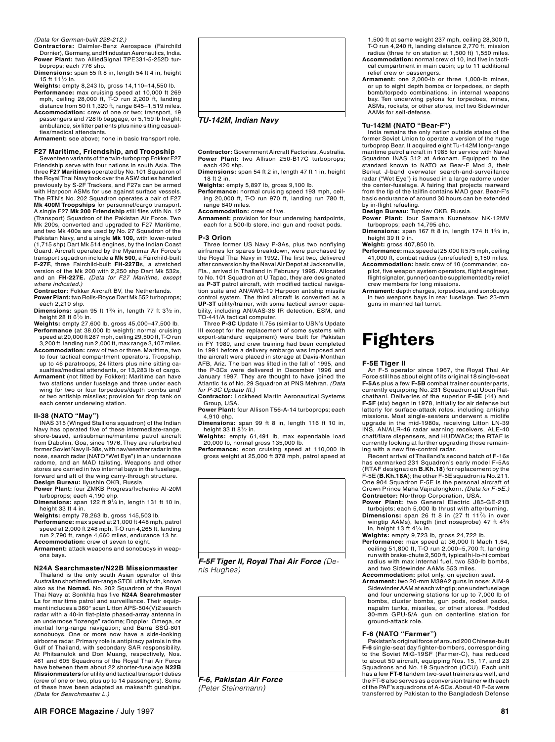*(Data for German-built 228-212.)*

**Contractors:** Daimler-Benz Aerospace (Fairchild Dornier), Germany, and Hindustan Aeronautics, India.

**Power Plant:** two AlliedSignal TPE331-5-252D turboprops; each 776 shp.

**Dimensions:** span 55 ft 8 in, length 54 ft 4 in, height 15 ft 11½ in.

**Weights:** empty 8,243 lb, gross 14,110–14,550 lb.

**Performance:** max cruising speed at 10,000 ft 269 mph, ceiling 28,000 ft, T-O run 2,200 ft, landing distance from 50 ft 1,320 ft, range 645–1,519 miles.

**Accommodation:** crew of one or two; transport, 19 passengers and 728 lb baggage, or 5,159 lb freight; ambulance, six litter patients plus nine sitting casualties/medical attendants.

**Armament:** see above; none in basic transport role.

### F27 Maritime, Friendship, and Troopship

Seventeen variants of the twin-turboprop Fokker F27 Friendship serve with four nations in south Asia. The three **F27 Maritimes** operated by No. 101 Squadron of the Royal Thai Navy took over the ASW duties handled previously by S-2F Trackers, and F27s can be armed with Harpoon ASMs for use against surface vessels. The RTN's No. 202 Squadron operates a pair of F27 **Mk 400M Troopships** for personnel/cargo transport. A single F27 **Mk 200 Friendship** still flies with No. 12 (Transport) Squadron of the Pakistan Air Force. Two Mk 200s, converted and upgraded to F27 Maritime, and two Mk 400s are used by No. 27 Squadron of the Pakistan Navy, and a single **Mk 100,** with lower-rated (1,715 shp) Dart Mk 514 engines, by the Indian Coast Guard. Aircraft operated by the Myanmar Air Force's transport squadron include a **Mk 500,** a Fairchild-built **F-27F,** three Fairchild-built **FH-227Bs**, a stretched version of the Mk 200 with 2,250 shp Dart Mk 532s, and an **FH-227E.** *(Data for F27 Maritime, except where indicated.)*

**Contractor:** Fokker Aircraft BV, the Netherlands.

**Power Plant:** two Rolls-Royce Dart Mk 552 turboprops; each 2,210 shp.

**Dimensions:** span 95 ft 1¾ in, length 77 ft 3½ in, height 28 ft 6½ in.

**Weights:** empty 27,600 lb, gross 45,000–47,500 lb.

**Performance** (at 38,000 lb weight): normal cruising speed at 20,000 ft 287 mph, ceiling 29,500 ft, T-O run 3,200 ft, landing run 2,000 ft, max range 3,107 miles.

**Accommodation:** crew of two or three. Maritime, two to four tactical compartment operators. Troopship, up to 46 paratroops, 24 litters plus nine sitting casualties/medical attendants, or 13,283 lb of cargo.

**Armament** (not fitted by Fokker): Maritime can have two stations under fuselage and three under each wing for two or four torpedoes/depth bombs and/or two antiship missiles; provision for drop tank on each center underwing station.

### Il-38 (NATO "May")

INAS 315 (Winged Stallions squadron) of the Indian Navy has operated five of these intermediate-range, shore-based, antisubmarine/maritime patrol aircraft from Dabolim, Goa, since 1976. They are refurbished former Soviet Navy Il-38s, with nav/weather radar in the nose, search radar (NATO "Wet Eye") in an undernose radome, and an MAD tailsting. Weapons and other stores are carried in two internal bays in the fuselage, forward and aft of the wing carry-through structure.

**Design Bureau:** Ilyushin OKB, Russia.

**Power Plant:** four ZMKB Progress/Ivchenko AI-20M turboprops; each 4,190 ehp.

**Dimensions:** span 122 ft 9¼ in, length 131 ft 10 in, height 33 ft 4 in.

**Weights:** empty 78,263 lb, gross 145,503 lb.

**Performance:** max speed at 21,000 ft 448 mph, patrol speed at 2,000 ft 248 mph, T-O run 4,265 ft, landing run 2,790 ft, range 4,660 miles, endurance 13 hr.

**Accommodation:** crew of seven to eight.

**Armament:** attack weapons and sonobuoys in weapons bays.

### N24A Searchmaster/N22B Missionmaster

Thailand is the only south Asian operator of this Australian short/medium-range STOL utility twin, known also as the **Nomad.** No. 202 Squadron of the Royal Thai Navy at Sonkhla has five **N24A Searchmaster L**s for maritime patrol and surveillance. Their equipment includes a 360° scan Litton APS-504(V)2 search radar with a 40-in flat-plate phased-array antenna in an undernose "lozenge" radome; Doppler, Omega, or inertial long-range navigation; and Barra SSQ-801 sonobuoys. One or more now have a side-looking airborne radar. Primary role is antipiracy patrols in the Gulf of Thailand, with secondary SAR responsibility. At Phitsanulok and Don Muang, respectively, Nos. 461 and 605 Squadrons of the Royal Thai Air Force have between them about 22 shorter-fuselage **N22B Missionmasters** for utility and tactical transport duties (crew of one or two, plus up to 14 passengers). Some of these have been adapted as makeshift gunships. *(Data for Searchmaster L.)*

***TU-142M, Indian Navy***

**Contractor:** Government Aircraft Factories, Australia.

**Power Plant:** two Allison 250-B17C turboprops; each 420 shp.

**Dimensions:** span 54 ft 2 in, length 47 ft 1 in, height 18 ft 2 in.

**Weights:** empty 5,897 lb, gross 9,100 lb.

**Performance:** normal cruising speed 193 mph, ceiling 20,000 ft, T-O run 970 ft, landing run 780 ft, range 840 miles.

**Accommodation:** crew of five.

**Armament:** provision for four underwing hardpoints, each for a 500-lb store, incl gun and rocket pods.

### P-3 Orion

Three former US Navy P-3As, plus two nonflying airframes for spares breakdown, were purchased by the Royal Thai Navy in 1992. The first two, delivered after conversion by the Naval Air Depot at Jacksonville, Fla., arrived in Thailand in February 1995. Allocated to No. 101 Squadron at U Tapao, they are designated as **P-3T** patrol aircraft, with modified tactical navigation suite and AN/AWG-19 Harpoon antiship missile control system. The third aircraft is converted as a **UP-3T** utility/trainer, with some tactical sensor capability, including AN/AAS-36 IR detection, ESM, and TO-441/A tactical computer.

Three **P-3C** Update II.75s (similar to USN's Update III except for the replacement of some systems with export-standard equipment) were built for Pakistan in FY 1989, and crew training had been completed in 1991 before a delivery embargo was imposed and the aircraft were placed in storage at Davis-Monthan AFB, Ariz. The ban was lifted in the fall of 1995, and the P-3Cs were delivered in December 1996 and January 1997. They are thought to have joined the Atlantic 1s of No. 29 Squadron at PNS Mehran. *(Data for P-3C Update III.)*

**Contractor:** Lockheed Martin Aeronautical Systems Group, USA.

**Power Plant:** four Allison T56-A-14 turboprops; each 4,910 ehp.

**Dimensions:** span 99 ft 8 in, length 116 ft 10 in, height 33 ft 8½ in.

**Weights:** empty 61,491 lb, max expendable load 20,000 lb, normal gross 135,000 lb.

**Performance:** econ cruising speed at 110,000 lb gross weight at 25,000 ft 378 mph, patrol speed at 1,500 ft at same weight 237 mph, ceiling 28,300 ft, T-O run 4,240 ft, landing distance 2,770 ft, mission radius (three hr on station at 1,500 ft) 1,550 miles.

**Accommodation:** normal crew of 10, incl five in tactical compartment in main cabin; up to 11 additional relief crew or passengers.

**Armament:** one 2,000-lb or three 1,000-lb mines, or up to eight depth bombs or torpedoes, or depth bomb/torpedo combinations, in internal weapons bay. Ten underwing pylons for torpedoes, mines, ASMs, rockets, or other stores, incl two Sidewinder AAMs for self-defense.

***F-5F Tiger II, Royal Thai Air Force*** *(Denis Hughes)*

***F-6, Pakistan Air Force*** *(Peter Steinemann)*

### Tu-142M (NATO "Bear-F")

India remains the only nation outside states of the former Soviet Union to operate a version of the huge turboprop Bear. It acquired eight Tu-142M long-range maritime patrol aircraft in 1985 for service with Naval Squadron INAS 312 at Arkonam. Equipped to the standard known to NATO as Bear-F Mod 3, their Berkut J-band overwater search-and-surveillance radar ("Wet Eye") is housed in a large radome under the center-fuselage. A fairing that projects rearward from the tip of the tailfin contains MAD gear. Bear-F's basic endurance of around 30 hours can be extended by in-flight refueling.

**Design Bureau:** Tupolev OKB, Russia.

**Power Plant:** four Samara Kuznetsov NK-12MV turboprops; each 14,795 ehp.

**Dimensions:** span 167 ft 8 in, length 174 ft 1¾ in, height 39 ft 9 in.

**Weight:** gross 407,850 lb.

**Performance:** max speed at 25,000 ft 575 mph, ceiling 41,000 ft, combat radius (unrefueled) 5,150 miles.

**Accommodation:** basic crew of 10 (commander, copilot, five weapon system operators, flight engineer, flight signaler, gunner) can be supplemented by relief crew members for long missions.

**Armament:** depth charges, torpedoes, and sonobuoys in two weapons bays in rear fuselage. Two 23-mm guns in manned tail turret.

# Fighters

### F-5E Tiger II

An F-5 operator since 1967, the Royal Thai Air Force still has about eight of its original 18 single-seat **F-5A**s plus a few **F-5B** combat trainer counterparts, currently equipping No. 231 Squadron at Ubon Ratchathani. Deliveries of the superior **F-5E** (44) and **F-5F** (six) began in 1978, initially for air defense but latterly for surface-attack roles, including antiship missions. Most single-seaters underwent a midlife upgrade in the mid-1980s, receiving Litton LN-39 INS, AN/ALR-46 radar warning receivers, ALE-40 chaff/flare dispensers, and HUDWACs; the RTAF is currently looking at further upgrading those remaining with a new fire-control radar.

Recent arrival of Thailand's second batch of F-16s has earmarked 231 Squadron's early model F-5As (RTAF designation **B.Kh.18**) for replacement by the F-5E (**B.Kh.18A**); the other F-5E squadron is No. 211. One 904 Squadron F-5E is the personal aircraft of Crown Prince Maha Vajiralongkorn. *(Data for F-5E.)*

**Contractor:** Northrop Corporation, USA.

**Power Plant:** two General Electric J85-GE-21B turbojets; each 5,000 lb thrust with afterburning.

**Dimensions:** span 26 ft 8 in (27 ft 11⅞ in over wingtip AAMs), length (incl noseprobe) 47 ft 4¾ in, height 13 ft 4¼ in.

**Weights:** empty 9,723 lb, gross 24,722 lb.

**Performance:** max speed at 36,000 ft Mach 1.64, ceiling 51,800 ft, T-O run 2,000–5,700 ft, landing run with brake-chute 2,500 ft, typical hi-lo-hi combat radius with max internal fuel, two 530-lb bombs, and two Sidewinder AAMs 553 miles.

**Accommodation:** pilot only, on ejection seat.

**Armament:** two 20-mm M39A2 guns in nose; AIM-9 Sidewinder AAM at each wingtip; one underfuselage and four underwing stations for up to 7,000 lb of bombs, cluster bombs, gun pods, rocket packs, napalm tanks, missiles, or other stores. Podded 30-mm GPU-5/A gun on centerline station for ground-attack role.

### F-6 (NATO "Farmer")

Pakistan's original force of around 200 Chinese-built **F-6** single-seat day fighter-bombers, corresponding to the Soviet MiG-19SF (Farmer-C), has reduced to about 50 aircraft, equipping Nos. 15, 17, and 23 Squadrons and No. 19 Squadron (OCU). Each unit has a few **FT-6** tandem two-seat trainers as well, and the FT-6 also serves as a conversion trainer with each of the PAF's squadrons of A-5Cs. About 40 F-6s were transferred by Pakistan to the Bangladesh Defense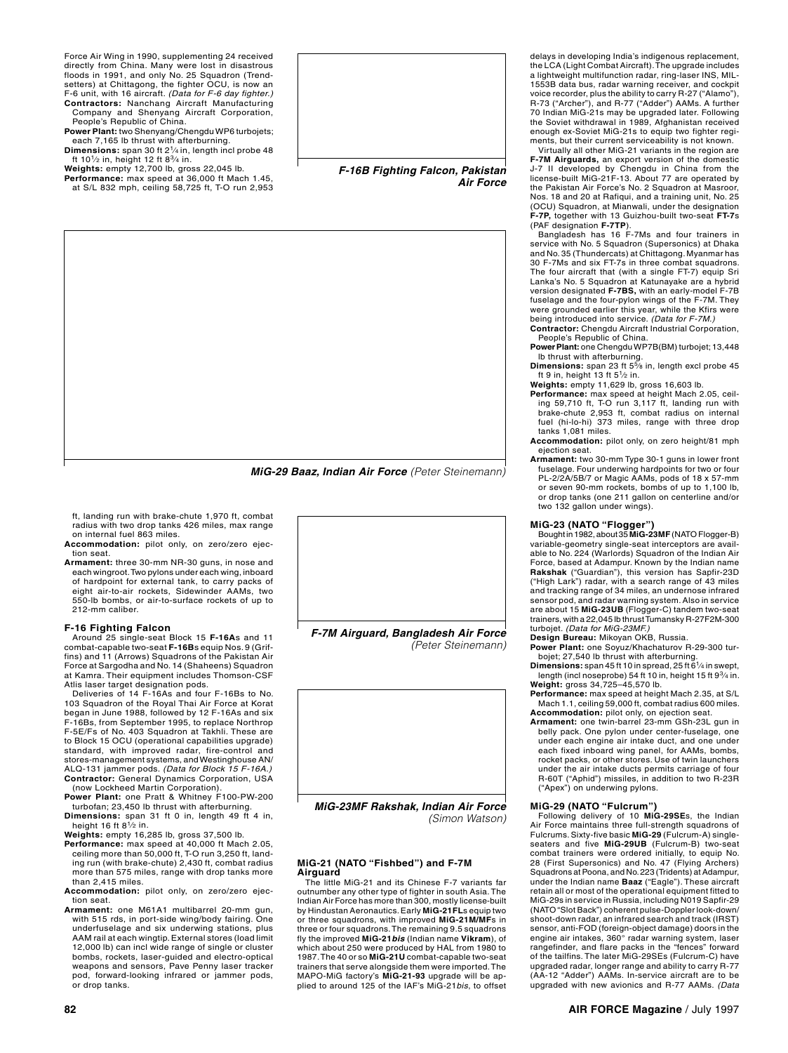Force Air Wing in 1990, supplementing 24 received directly from China. Many were lost in disastrous floods in 1991, and only No. 25 Squadron (Trendsetters) at Chittagong, the fighter OCU, is now an F-6 unit, with 16 aircraft. *(Data for F-6 day fighter.)*

**Contractors:** Nanchang Aircraft Manufacturing Company and Shenyang Aircraft Corporation, People's Republic of China.

**Power Plant:** two Shenyang/Chengdu WP6 turbojets; each 7,165 lb thrust with afterburning.

**Dimensions:** span 30 ft 2¼ in, length incl probe 48 ft 10½ in, height 12 ft 8¾ in.

**Weights:** empty 12,700 lb, gross 22,045 lb.

**Performance:** max speed at 36,000 ft Mach 1.45, at S/L 832 mph, ceiling 58,725 ft, T-O run 2,953 ft, landing run with brake-chute 1,970 ft, combat radius with two drop tanks 426 miles, max range on internal fuel 863 miles.

**Accommodation:** pilot only, on zero/zero ejection seat.

**Armament:** three 30-mm NR-30 guns, in nose and each wingroot. Two pylons under each wing, inboard of hardpoint for external tank, to carry packs of eight air-to-air rockets, Sidewinder AAMs, two 550-lb bombs, or air-to-surface rockets of up to 212-mm caliber.

*F-16B Fighting Falcon, Pakistan Air Force*

*MiG-29 Baaz, Indian Air Force (Peter Steinemann)*

### F-16 Fighting Falcon

Around 25 single-seat Block 15 **F-16A**s and 11 combat-capable two-seat **F-16B**s equip Nos. 9 (Griffins) and 11 (Arrows) Squadrons of the Pakistan Air Force at Sargodha and No. 14 (Shaheens) Squadron at Kamra. Their equipment includes Thomson-CSF Atlis laser target designation pods.

Deliveries of 14 F-16As and four F-16Bs to No. 103 Squadron of the Royal Thai Air Force at Korat began in June 1988, followed by 12 F-16As and six F-16Bs, from September 1995, to replace Northrop F-5E/Fs of No. 403 Squadron at Takhli. These are to Block 15 OCU (operational capabilities upgrade) standard, with improved radar, fire-control and stores-management systems, and Westinghouse AN/ALQ-131 jammer pods. *(Data for Block 15 F-16A.)*

**Contractor:** General Dynamics Corporation, USA (now Lockheed Martin Corporation).

**Power Plant:** one Pratt & Whitney F100-PW-200 turbofan; 23,450 lb thrust with afterburning.

**Dimensions:** span 31 ft 0 in, length 49 ft 4 in, height 16 ft 8½ in.

**Weights:** empty 16,285 lb, gross 37,500 lb.

**Performance:** max speed at 40,000 ft Mach 2.05, ceiling more than 50,000 ft, T-O run 3,250 ft, landing run (with brake-chute) 2,430 ft, combat radius more than 575 miles, range with drop tanks more than 2,415 miles.

**Accommodation:** pilot only, on zero/zero ejection seat.

**Armament:** one M61A1 multibarrel 20-mm gun, with 515 rds, in port-side wing/body fairing. One underfuselage and six underwing stations, plus AAM rail at each wingtip. External stores (load limit 12,000 lb) can incl wide range of single or cluster bombs, rockets, laser-guided and electro-optical weapons and sensors, Pave Penny laser tracker pod, forward-looking infrared or jammer pods, or drop tanks.

*F-7M Airguard, Bangladesh Air Force (Peter Steinemann)*

*MiG-23MF Rakshak, Indian Air Force (Simon Watson)*

### MiG-21 (NATO "Fishbed") and F-7M Airguard

The little MiG-21 and its Chinese F-7 variants far outnumber any other type of fighter in south Asia. The Indian Air Force has more than 300, mostly license-built by Hindustan Aeronautics. Early **MiG-21FL**s equip two or three squadrons, with improved **MiG-21M/MF**s in three or four squadrons. The remaining 9.5 squadrons fly the improved **MiG-21*bis*** (Indian name **Vikram**), of which about 250 were produced by HAL from 1980 to 1987. The 40 or so **MiG-21U** combat-capable two-seat trainers that serve alongside them were imported. The MAPO-MiG factory's **MiG-21-93** upgrade will be applied to around 125 of the IAF's MiG-21*bis*, to offset delays in developing India's indigenous replacement, the LCA (Light Combat Aircraft). The upgrade includes a lightweight multifunction radar, ring-laser INS, MIL-1553B data bus, radar warning receiver, and cockpit voice recorder, plus the ability to carry R-27 ("Alamo"), R-73 ("Archer"), and R-77 ("Adder") AAMs. A further 70 Indian MiG-21s may be upgraded later. Following the Soviet withdrawal in 1989, Afghanistan received enough ex-Soviet MiG-21s to equip two fighter regiments, but their current serviceability is not known.

Virtually all other MiG-21 variants in the region are **F-7M Airguards,** an export version of the domestic J-7 II developed by Chengdu in China from the license-built MiG-21F-13. About 77 are operated by the Pakistan Air Force's No. 2 Squadron at Masroor, Nos. 18 and 20 at Rafiqui, and a training unit, No. 25 (OCU) Squadron, at Mianwali, under the designation **F-7P,** together with 13 Guizhou-built two-seat **FT-7**s (PAF designation **F-7TP**).

Bangladesh has 16 F-7Ms and four trainers in service with No. 5 Squadron (Supersonics) at Dhaka and No. 35 (Thundercats) at Chittagong. Myanmar has 30 F-7Ms and six FT-7s in three combat squadrons. The four aircraft that (with a single FT-7) equip Sri Lanka's No. 5 Squadron at Katunayake are a hybrid version designated **F-7BS,** with an early-model F-7B fuselage and the four-pylon wings of the F-7M. They were grounded earlier this year, while the Kfirs were being introduced into service. *(Data for F-7M.)*

**Contractor:** Chengdu Aircraft Industrial Corporation, People's Republic of China.

**Power Plant:** one Chengdu WP7B(BM) turbojet; 13,448 lb thrust with afterburning.

**Dimensions:** span 23 ft 5⅝ in, length excl probe 45 ft 9 in, height 13 ft 5½ in.

**Weights:** empty 11,629 lb, gross 16,603 lb.

**Performance:** max speed at height Mach 2.05, ceiling 59,710 ft, T-O run 3,117 ft, landing run with brake-chute 2,953 ft, combat radius on internal fuel (hi-lo-hi) 373 miles, range with three drop tanks 1,081 miles.

**Accommodation:** pilot only, on zero height/81 mph ejection seat.

**Armament:** two 30-mm Type 30-1 guns in lower front fuselage. Four underwing hardpoints for two or four PL-2/2A/5B/7 or Magic AAMs, pods of 18 x 57-mm or seven 90-mm rockets, bombs of up to 1,100 lb, or drop tanks (one 211 gallon on centerline and/or two 132 gallon under wings).

### MiG-23 (NATO "Flogger")

Bought in 1982, about 35 **MiG-23MF** (NATO Flogger-B) variable-geometry single-seat interceptors are available to No. 224 (Warlords) Squadron of the Indian Air Force, based at Adampur. Known by the Indian name **Rakshak** ("Guardian"), this version has Sapfir-23D ("High Lark") radar, with a search range of 43 miles and tracking range of 34 miles, an undernose infrared sensor pod, and radar warning system. Also in service are about 15 **MiG-23UB** (Flogger-C) tandem two-seat trainers, with a 22,045 lb thrust Tumansky R-27F2M-300 turbojet. *(Data for MiG-23MF.)*

**Design Bureau:** Mikoyan OKB, Russia.

**Power Plant:** one Soyuz/Khachaturov R-29-300 turbojet; 27,540 lb thrust with afterburning.

**Dimensions:** span 45 ft 10 in spread, 25 ft 6¼ in swept, length (incl noseprobe) 54 ft 10 in, height 15 ft 9¾ in.

**Weight:** gross 34,725–45,570 lb.

**Performance:** max speed at height Mach 2.35, at S/L Mach 1.1, ceiling 59,000 ft, combat radius 600 miles.

**Accommodation:** pilot only, on ejection seat.

**Armament:** one twin-barrel 23-mm GSh-23L gun in belly pack. One pylon under center-fuselage, one under each engine air intake duct, and one under each fixed inboard wing panel, for AAMs, bombs, rocket packs, or other stores. Use of twin launchers under the air intake ducts permits carriage of four R-60T ("Aphid") missiles, in addition to two R-23R ("Apex") on underwing pylons.

### MiG-29 (NATO "Fulcrum")

Following delivery of 10 **MiG-29SE**s, the Indian Air Force maintains three full-strength squadrons of Fulcrums. Sixty-five basic **MiG-29** (Fulcrum-A) single-seaters and five **MiG-29UB** (Fulcrum-B) two-seat combat trainers were ordered initially, to equip No. 28 (First Supersonics) and No. 47 (Flying Archers) Squadrons at Poona, and No. 223 (Tridents) at Adampur, under the Indian name **Baaz** ("Eagle"). These aircraft retain all or most of the operational equipment fitted to MiG-29s in service in Russia, including N019 Sapfir-29 (NATO "Slot Back") coherent pulse-Doppler look-down/shoot-down radar, an infrared search and track (IRST) sensor, anti-FOD (foreign-object damage) doors in the engine air intakes, 360° radar warning system, laser rangefinder, and flare packs in the "fences" forward of the tailfins. The later MiG-29SEs (Fulcrum-C) have upgraded radar, longer range and ability to carry R-77 (AA-12 "Adder") AAMs. In-service aircraft are to be upgraded with new avionics and R-77 AAMs. *(Data*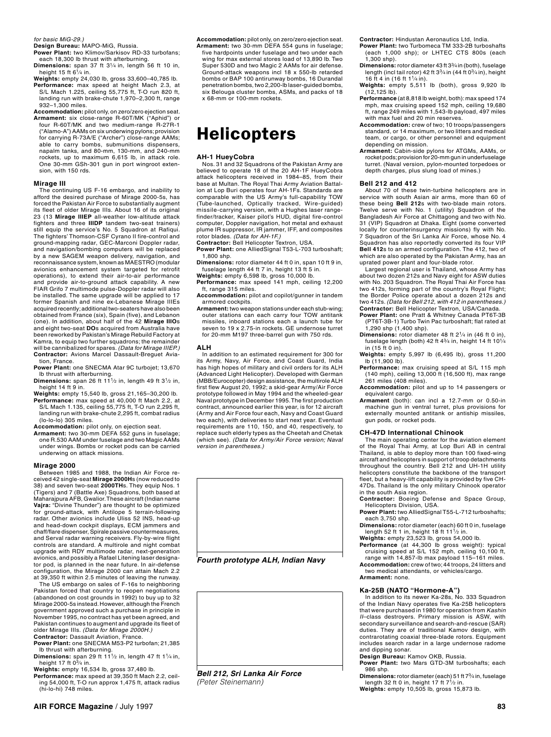*for basic MiG-29.)*

**Design Bureau:** MAPO-MiG, Russia.

**Power Plant:** two Klimov/Sarkisov RD-33 turbofans; each 18,300 lb thrust with afterburning.

**Dimensions:** span 37 ft 3¼ in, length 56 ft 10 in, height 15 ft 6¼ in.

**Weights:** empty 24,030 lb, gross 33,600–40,785 lb.

**Performance:** max speed at height Mach 2.3, at S/L Mach 1.225, ceiling 55,775 ft, T-O run 820 ft, landing run with brake-chute 1,970–2,300 ft, range 932–1,300 miles.

**Accommodation:** pilot only, on zero/zero ejection seat.

**Armament:** six close-range R-60T/MK ("Aphid") or four R-60T/MK and two medium-range R-27R-1 ("Alamo-A") AAMs on six underwing pylons; provision for carrying R-73A/E ("Archer") close-range AAMs; able to carry bombs, submunitions dispensers, napalm tanks, and 80-mm, 130-mm, and 240-mm rockets, up to maximum 6,615 lb, in attack role. One 30-mm GSh-301 gun in port wingroot extension, with 150 rds.

### Mirage III

The continuing US F-16 embargo, and inability to afford the desired purchase of Mirage 2000-5s, has forced the Pakistan Air Force to substantially augment its fleet of older Mirage IIIs. About 16 of its original 23 (13 **Mirage IIIEP** all-weather low-altitude attack fighters and three **IIIDP** tandem two-seat trainers) still equip the service's No. 5 Squadron at Rafiqui. The fighters' Thomson-CSF Cyrano II fire-control and ground-mapping radar, GEC-Marconi Doppler radar, and navigation/bombing computers will be replaced by a new SAGEM weapon delivery, navigation, and reconnaissance system, known as MAESTRO (modular avionics enhancement system targeted for retrofit operations), to extend their air-to-air performance and provide air-to-ground attack capability. A new FIAR Grifo 7 multimode pulse-Doppler radar will also be installed. The same upgrade will be applied to 17 former Spanish and nine ex-Lebanese Mirage IIIEs acquired recently; additional two-seaters have also been obtained from France (six), Spain (five), and Lebanon (one). In addition, about half of the 42 **Mirage IIIO**s and eight two-seat **DO**s acquired from Australia have been reworked by Pakistan's Mirage Rebuild Factory at Kamra, to equip two further squadrons; the remainder will be cannibalized for spares. *(Data for Mirage IIIEP.)*

**Contractor:** Avions Marcel Dassault-Breguet Aviation, France.

**Power Plant:** one SNECMA Atar 9C turbojet; 13,670 lb thrust with afterburning.

**Dimensions:** span 26 ft 11½ in, length 49 ft 3½ in, height 14 ft 9 in.

**Weights:** empty 15,540 lb, gross 21,165–30,200 lb.

**Performance:** max speed at 40,000 ft Mach 2.2, at S/L Mach 1.135, ceiling 55,775 ft, T-O run 2,295 ft, landing run with brake-chute 2,295 ft, combat radius (lo-lo-lo) 305 miles.

**Accommodation:** pilot only, on ejection seat.

**Armament:** two 30-mm DEFA 552 guns in fuselage; one R.530 AAM under fuselage and two Magic AAMs under wings. Bombs or rocket pods can be carried underwing on attack missions.

### Mirage 2000

Between 1985 and 1988, the Indian Air Force received 42 single-seat **Mirage 2000H**s (now reduced to 38) and seven two-seat **2000TH**s. They equip Nos. 1 (Tigers) and 7 (Battle Axe) Squadrons, both based at Maharajpura AFB, Gwalior. These aircraft (Indian name **Vajra:** "Divine Thunder") are thought to be optimized for ground-attack, with Antilope 5 terrain-following radar. Other avionics include Uliss 52 INS, head-up and head-down cockpit displays, ECM jammers and chaff/flare dispenser, Spirale passive countermeasures, and Serval radar warning receivers. Fly-by-wire flight controls are standard. A multirole and night combat upgrade with RDY multimode radar, next-generation avionics, and possibly a Rafael Litening laser designator pod, is planned in the near future. In air-defense configuration, the Mirage 2000 can attain Mach 2.2 at 39,350 ft within 2.5 minutes of leaving the runway.

The US embargo on sales of F-16s to neighboring Pakistan forced that country to reopen negotiations (abandoned on cost grounds in 1992) to buy up to 32 Mirage 2000-5s instead. However, although the French government approved such a purchase in principle in November 1995, no contract has yet been agreed, and Pakistan continues to augment and upgrade its fleet of older Mirage IIIs. *(Data for Mirage 2000H.)*

**Contractor:** Dassault Aviation, France.

**Power Plant:** one SNECMA M53-P2 turbofan; 21,385 lb thrust with afterburning.

**Dimensions:** span 29 ft 11½ in, length 47 ft 1¼ in, height 17 ft 0¾ in.

**Weights:** empty 16,534 lb, gross 37,480 lb.

**Performance:** max speed at 39,350 ft Mach 2.2, ceiling 54,000 ft, T-O run approx 1,475 ft, attack radius (hi-lo-hi) 748 miles.

**Accommodation:** pilot only, on zero/zero ejection seat.

**Armament:** two 30-mm DEFA 554 guns in fuselage; five hardpoints under fuselage and two under each wing for max external stores load of 13,890 lb. Two Super 530D and two Magic 2 AAMs for air defense. Ground-attack weapons incl 18 x 550-lb retarded bombs or BAP 100 antirunway bombs, 16 Durandal penetration bombs, two 2,200-lb laser-guided bombs, six Belouga cluster bombs, ASMs, and packs of 18 x 68-mm or 100-mm rockets.

# Helicopters

### AH-1 HueyCobra

Nos. 31 and 32 Squadrons of the Pakistan Army are believed to operate 18 of the 20 AH-1F HueyCobra attack helicopters received in 1984–85, from their base at Multan. The Royal Thai Army Aviation Battalion at Lop Buri operates four AH-1Fs. Standards are comparable with the US Army's full-capability TOW (Tube-launched, Optically tracked, Wire-guided) missile-carrying version, with a Hughes laser rangefinder/tracker, Kaiser pilot's HUD, digital fire-control computer, Doppler navigation, hot metal and exhaust plume IR suppressor, IR jammer, IFF, and composites rotor blades. *(Data for AH-1F.)*

**Contractor:** Bell Helicopter Textron, USA.

**Power Plant:** one AlliedSignal T53-L-703 turboshaft; 1,800 shp.

**Dimensions:** rotor diameter 44 ft 0 in, span 10 ft 9 in, fuselage length 44 ft 7 in, height 13 ft 5 in.

**Weights:** empty 6,598 lb, gross 10,000 lb.

**Performance:** max speed 141 mph, ceiling 12,200 ft, range 315 miles.

**Accommodation:** pilot and copilot/gunner in tandem armored cockpits.

**Armament:** two weapon stations under each stub-wing; outer stations can each carry four TOW antitank missiles, inboard stations each a launch tube for seven to 19 x 2.75-in rockets. GE undernose turret for 20-mm M197 three-barrel gun with 750 rds.

### ALH

In addition to an estimated requirement for 300 for its Army, Navy, Air Force, and Coast Guard, India has high hopes of military and civil orders for its ALH (Advanced Light Helicopter). Developed with German (MBB/Eurocopter) design assistance, the multirole ALH first flew August 20, 1992; a skid-gear Army/Air Force prototype followed in May 1994 and the wheeled-gear Naval prototype in December 1995. The first production contract, announced earlier this year, is for 12 aircraft (Army and Air Force four each, Navy and Coast Guard two each), with deliveries to start next year. Eventual requirements are 110, 150, and 40, respectively, to replace such elderly types as the Cheetah and Chetak (which see). *(Data for Army/Air Force version; Naval version in parentheses.)*

*Fourth prototype ALH, Indian Navy*

*Bell 212, Sri Lanka Air Force*
*(Peter Steinemann)*

**Contractor:** Hindustan Aeronautics Ltd, India.

**Power Plant:** two Turbomeca TM 333-2B turboshafts (each 1,000 shp); or LHTEC CTS 800s (each 1,300 shp).

**Dimensions:** rotor diameter 43 ft 3¾ in (both), fuselage length (incl tail rotor) 42 ft 3¾ in (44 ft 0¾ in), height 16 ft 4 in (16 ft 1¼ in).

**Weights:** empty 5,511 lb (both), gross 9,920 lb (12,125 lb).

**Performance** (at 8,818 lb weight, both): max speed 174 mph, max cruising speed 152 mph, ceiling 19,680 ft, range 249 miles with 1,543-lb payload, 497 miles with max fuel and 20 min reserves.

**Accommodation:** crew of two; 10 troops/passengers standard, or 14 maximum, or two litters and medical team, or cargo, or other personnel and equipment depending on mission.

**Armament:** Cabin-side pylons for ATGMs, AAMs, or rocket pods; provision for 20-mm gun in underfuselage turret. (Naval version, pylon-mounted torpedoes or depth charges, plus slung load of mines.)

### Bell 212 and 412

About 70 of these twin-turbine helicopters are in service with south Asian air arms, more than 60 of these being **Bell 212**s with two-blade main rotors. Twelve serve with No. 1 (utility) Squadron of the Bangladesh Air Force at Chittagong and two with No. 31 (VIP) Squadron at Dhaka. Eight (some converted locally for counterinsurgency missions) fly with No. 7 Squadron of the Sri Lanka Air Force, whose No. 4 Squadron has also reportedly converted its four VIP **Bell 412**s to an armed configuration. The 412, two of which are also operated by the Pakistan Army, has an uprated power plant and four-blade rotor.

Largest regional user is Thailand, whose Army has about two dozen 212s and Navy eight for ASW duties with No. 203 Squadron. The Royal Thai Air Force has two 412s, forming part of the country's Royal Flight; the Border Police operate about a dozen 212s and two 412s. *(Data for Bell 212, with 412 in parentheses.)*

**Contractor:** Bell Helicopter Textron, USA/Canada.

**Power Plant:** one Pratt & Whitney Canada PT6T-3B (PT6T-3B-1) Turbo Twin Pac turboshaft; flat rated at 1,290 shp (1,400 shp).

**Dimensions:** rotor diameter 48 ft 2¼ in (46 ft 0 in), fuselage length (both) 42 ft 4¾ in, height 14 ft 10¼ in (15 ft 0 in).

**Weights:** empty 5,997 lb (6,495 lb), gross 11,200 lb (11,900 lb).

**Performance:** max cruising speed at S/L 115 mph (140 mph), ceiling 13,000 ft (16,500 ft), max range 261 miles (408 miles).

**Accommodation:** pilot and up to 14 passengers or equivalent cargo.

**Armament** (both): can incl a 12.7-mm or 0.50-in machine gun in ventral turret, plus provisions for externally mounted antitank or antiship missiles, gun pods, or rocket pods.

### CH-47D International Chinook

The main operating center for the aviation element of the Royal Thai Army, at Lop Buri AB in central Thailand, is able to deploy more than 100 fixed-wing aircraft and helicopters in support of troop detachments throughout the country. Bell 212 and UH-1H utility helicopters constitute the backbone of the transport fleet, but a heavy-lift capability is provided by five CH-47Ds. Thailand is the only military Chinook operator in the south Asia region.

**Contractor:** Boeing Defense and Space Group, Helicopters Division, USA.

**Power Plant:** two AlliedSignal T55-L-712 turboshafts; each 3,750 shp.

**Dimensions:** rotor diameter (each) 60 ft 0 in, fuselage length 52 ft 1 in, height 18 ft 11½ in.

**Weights:** empty 23,523 lb, gross 54,000 lb.

**Performance** (at 44,300 lb gross weight): typical cruising speed at S/L 152 mph, ceiling 10,100 ft, range with 14,857-lb max payload 115–161 miles.

**Accommodation:** crew of two; 44 troops, 24 litters and two medical attendants, or vehicles/cargo.

**Armament:** none.

### Ka-25B (NATO "Hormone-A")

In addition to its newer Ka-28s, No. 333 Squadron of the Indian Navy operates five Ka-25B helicopters that were purchased in 1980 for operation from *Kashin II*–class destroyers. Primary mission is ASW, with secondary surveillance and search-and-rescue (SAR) duties. They are of traditional Kamov design, with contrarotating coaxial three-blade rotors. Equipment includes search radar in a large undernose radome and dipping sonar.

**Design Bureau:** Kamov OKB, Russia.

**Power Plant:** two Mars GTD-3M turboshafts; each 986 shp.

**Dimensions:** rotor diameter (each) 51 ft 7¾ in, fuselage length 32 ft 0 in, height 17 ft 7½ in.

**Weights:** empty 10,505 lb, gross 15,873 lb.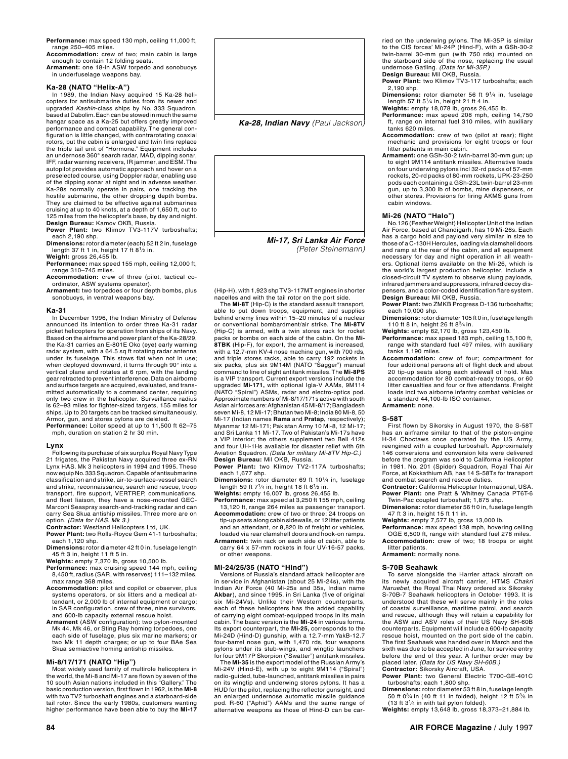**Performance:** max speed 130 mph, ceiling 11,000 ft, range 250–405 miles.

**Accommodation:** crew of two; main cabin is large enough to contain 12 folding seats.

**Armament:** one 18-in ASW torpedo and sonobuoys in underfuselage weapons bay.

### Ka-28 (NATO "Helix-A")

In 1989, the Indian Navy acquired 15 Ka-28 helicopters for antisubmarine duties from its newer and upgraded *Kashin*-class ships by No. 333 Squadron, based at Dabolim. Each can be stowed in much the same hangar space as a Ka-25 but offers greatly improved performance and combat capability. The general configuration is little changed, with contrarotating coaxial rotors, but the cabin is enlarged and twin fins replace the triple tail unit of "Hormone." Equipment includes an undernose 360° search radar, MAD, dipping sonar, IFF, radar warning receivers, IR jammer, and ESM. The autopilot provides automatic approach and hover on a preselected course, using Doppler radar, enabling use of the dipping sonar at night and in adverse weather. Ka-28s normally operate in pairs, one tracking the hostile submarine, the other dropping depth bombs. They are claimed to be effective against submarines cruising at up to 40 knots, at a depth of 1,650 ft, out to 125 miles from the helicopter's base, by day and night.

**Design Bureau:** Kamov OKB, Russia.

**Power Plant:** two Klimov TV3-117V turboshafts; each 2,190 shp.

**Dimensions:** rotor diameter (each) 52 ft 2 in, fuselage length 37 ft 1 in, height 17 ft 8½ in.

**Weight:** gross 26,455 lb.

**Performance:** max speed 155 mph, ceiling 12,000 ft, range 310–745 miles.

**Accommodation:** crew of three (pilot, tactical coordinator, ASW systems operator).

**Armament:** two torpedoes or four depth bombs, plus sonobuoys, in ventral weapons bay.

### Ka-31

In December 1996, the Indian Ministry of Defense announced its intention to order three Ka-31 radar picket helicopters for operation from ships of its Navy. Based on the airframe and power plant of the Ka-28/29, the Ka-31 carries an E-801E Oko (eye) early warning radar system, with a 64.5 sq ft rotating radar antenna under its fuselage. This stows flat when not in use; when deployed downward, it turns through 90° into a vertical plane and rotates at 6 rpm, with the landing gear retracted to prevent interference. Data on airborne and surface targets are acquired, evaluated, and transmitted automatically to a command center, requiring only two crew in the helicopter. Surveillance radius is 62–93 miles for fighter-sized targets, 155 miles for ships. Up to 20 targets can be tracked simultaneously. Armor, gun, and stores pylons are deleted.

**Performance:** Loiter speed at up to 11,500 ft 62–75 mph, duration on station 2 hr 30 min.

### Lynx

Following its purchase of six surplus Royal Navy Type 21 frigates, the Pakistan Navy acquired three ex-RN Lynx HAS. Mk 3 helicopters in 1994 and 1995. These now equip No. 333 Squadron. Capable of antisubmarine classification and strike, air-to-surface-vessel search and strike, reconnaissance, search and rescue, troop transport, fire support, VERTREP, communications, and fleet liaison, they have a nose-mounted GEC-Marconi Seaspray search-and-tracking radar and can carry Sea Skua antiship missiles. Three more are on option. *(Data for HAS. Mk 3.)*

**Contractor:** Westland Helicopters Ltd, UK.

**Power Plant:** two Rolls-Royce Gem 41-1 turboshafts; each 1,120 shp.

**Dimensions:** rotor diameter 42 ft 0 in, fuselage length 45 ft 3 in, height 11 ft 5 in.

**Weights:** empty 7,370 lb, gross 10,500 lb.

**Performance:** max cruising speed 144 mph, ceiling 8,450 ft, radius (SAR, with reserves) 111–132 miles, max range 368 miles.

**Accommodation:** pilot and copilot or observer, plus systems operators, or six litters and a medical attendant, or 2,000 lb of internal equipment or cargo; in SAR configuration, crew of three, nine survivors, and 600-lb capacity external rescue hoist.

**Armament** (ASW configuration): two pylon-mounted Mk 44, Mk 46, or Sting Ray homing torpedoes, one each side of fuselage, plus six marine markers; or two Mk 11 depth charges; or up to four BAe Sea Skua semiactive homing antiship missiles.

### Mi-8/17/171 (NATO "Hip")

Most widely used family of multirole helicopters in the world, the Mi-8 and Mi-17 are flown by seven of the 10 south Asian nations included in this "Gallery." The basic production version, first flown in 1962, is the **Mi-8** with two TV2 turboshaft engines and a starboard-side tail rotor. Since the early 1980s, customers wanting higher performance have been able to buy the **Mi-17** (Hip-H), with 1,923 shp TV3-117MT engines in shorter nacelles and with the tail rotor on the port side.

*Ka-28, Indian Navy (Paul Jackson)*

*Mi-17, Sri Lanka Air Force (Peter Steinemann)*

The **Mi-8T** (Hip-C) is the standard assault transport, able to put down troops, equipment, and supplies behind enemy lines within 15–20 minutes of a nuclear or conventional bombardment/air strike. The **Mi-8TV** (Hip-C) is armed, with a twin stores rack for rocket packs or bombs on each side of the cabin. On the **Mi-8TBK** (Hip-F), for export, the armament is increased, with a 12.7-mm KV-4 nose machine gun, with 700 rds, and triple stores racks, able to carry 192 rockets in six packs, plus six 9M14M (NATO "Sagger") manual command to line of sight antitank missiles. The **Mi-8PS** is a VIP transport. Current export versions include the upgraded **Mi-171,** with optional Igla-V AAMs, 9M114 (NATO "Spiral") ASMs, radar and electro-optics pod. Approximate numbers of Mi-8/17/171s active with south Asian air forces are: Afghanistan 45 Mi-8/17; Bangladesh seven Mi-8, 12 Mi-17; Bhutan two Mi-8; India 80 Mi-8, 50 Mi-17 (Indian names **Rama** and **Pratap,** respectively); Myanmar 12 Mi-171; Pakistan Army 10 Mi-8, 12 Mi-17; and Sri Lanka 11 Mi-17. Two of Pakistan's Mi-17s have a VIP interior; the others supplement two Bell 412s and four UH-1Hs available for disaster relief with 6th Aviation Squadron. *(Data for military Mi-8TV Hip-C.)*

**Design Bureau:** Mil OKB, Russia.

**Power Plant:** two Klimov TV2-117A turboshafts; each 1,677 shp.

**Dimensions:** rotor diameter 69 ft 10¼ in, fuselage length 59 ft 7¼ in, height 18 ft 6½ in.

**Weights:** empty 16,007 lb, gross 26,455 lb.

**Performance:** max speed at 3,250 ft 155 mph, ceiling 13,120 ft, range 264 miles as passenger transport.

**Accommodation:** crew of two or three; 24 troops on tip-up seats along cabin sidewalls, or 12 litter patients and an attendant, or 8,820 lb of freight or vehicles, loaded via rear clamshell doors and hook-on ramps.

**Armament:** twin rack on each side of cabin, able to carry 64 x 57-mm rockets in four UV-16-57 packs, or other weapons.

### Mi-24/25/35 (NATO "Hind")

Versions of Russia's standard attack helicopter are in service in Afghanistan (about 25 Mi-24s), with the Indian Air Force (40 Mi-25s and 35s, Indian name **Akbar**), and since 1995, in Sri Lanka (five of original six Mi-24Vs). Unlike their Western counterparts, each of these helicopters has the added capability of carrying eight combat-equipped troops in its main cabin. The basic version is the **Mi-24** in various forms. Its export counterpart, the **Mi-25,** corresponds to the Mi-24D (Hind-D) gunship, with a 12.7-mm YakB-12.7 four-barrel nose gun, with 1,470 rds, four weapons pylons under its stub-wings, and wingtip launchers for four 9M17P Skorpion ("Swatter") antitank missiles.

The **Mi-35** is the export model of the Russian Army's Mi-24V (Hind-E), with up to eight 9M114 ("Spiral") radio-guided, tube-launched, antitank missiles in pairs on its wingtip and underwing stores pylons. It has a HUD for the pilot, replacing the reflector gunsight, and an enlarged undernose automatic missile guidance pod. R-60 ("Aphid") AAMs and the same range of alternative weapons as those of Hind-D can be carried on the underwing pylons. The Mi-35P is similar to the CIS forces' Mi-24P (Hind-F), with a GSh-30-2 twin-barrel 30-mm gun (with 750 rds) mounted on the starboard side of the nose, replacing the usual undernose Gatling. *(Data for Mi-35P.)*

**Design Bureau:** Mil OKB, Russia.

**Power Plant:** two Klimov TV3-117 turboshafts; each 2,190 shp.

**Dimensions:** rotor diameter 56 ft 9¼ in, fuselage length 57 ft 5¼ in, height 21 ft 4 in.

**Weights:** empty 18,078 lb, gross 26,455 lb.

**Performance:** max speed 208 mph, ceiling 14,750 ft, range on internal fuel 310 miles, with auxiliary tanks 620 miles.

**Accommodation:** crew of two (pilot at rear); flight mechanic and provisions for eight troops or four litter patients in main cabin.

**Armament:** one GSh-30-2 twin-barrel 30-mm gun; up to eight 9M114 antitank missiles. Alternative loads on four underwing pylons incl 32-rd packs of 57-mm rockets, 20-rd packs of 80-mm rockets, UPK-23-250 pods each containing a GSh-23L twin-barrel 23-mm gun, up to 3,300 lb of bombs, mine dispensers, or other stores. Provisions for firing AKMS guns from cabin windows.

### Mi-26 (NATO "Halo")

No.126 (Feather Weight) Helicopter Unit of the Indian Air Force, based at Chandigarh, has 10 Mi-26s. Each has a cargo hold and payload very similar in size to those of a C-130H Hercules, loading via clamshell doors and ramp at the rear of the cabin, and all equipment necessary for day and night operation in all weathers. Optional items available on the Mi-26, which is the world's largest production helicopter, include a closed-circuit TV system to observe slung payloads, infrared jammers and suppressors, infrared decoy dispensers, and a color-coded identification flare system.

**Design Bureau:** Mil OKB, Russia.

**Power Plant:** two ZMKB Progress D-136 turboshafts; each 10,000 shp.

**Dimensions:** rotor diameter 105 ft 0 in, fuselage length 110 ft 8 in, height 26 ft 8¾ in.

**Weights:** empty 62,170 lb, gross 123,450 lb.

**Performance:** max speed 183 mph, ceiling 15,100 ft, range with standard fuel 497 miles, with auxiliary tanks 1,190 miles.

**Accommodation:** crew of four; compartment for four additional persons aft of flight deck and about 20 tip-up seats along each sidewall of hold. Max accommodation for 80 combat-ready troops, or 60 litter casualties and four or five attendants. Freight loads incl two airborne infantry combat vehicles or a standard 44,100-lb ISO container.

**Armament:** none.

### S-58T

First flown by Sikorsky in August 1970, the S-58T has an airframe similar to that of the piston-engine H-34 Choctaws once operated by the US Army, reengined with a coupled turboshaft. Approximately 146 conversions and conversion kits were delivered before the program was sold to California Helicopter in 1981. No. 201 (Spider) Squadron, Royal Thai Air Force, at Kokkathium AB, has 14 S-58Ts for transport and combat search and rescue duties.

**Contractor:** California Helicopter International, USA.

**Power Plant:** one Pratt & Whitney Canada PT6T-6 Twin-Pac coupled turboshaft; 1,875 shp.

**Dimensions:** rotor diameter 56 ft 0 in, fuselage length 47 ft 3 in, height 15 ft 11 in.

**Weights:** empty 7,577 lb, gross 13,000 lb.

**Performance:** max speed 138 mph, hovering ceiling OGE 6,500 ft, range with standard fuel 278 miles.

**Accommodation:** crew of two; 18 troops or eight litter patients.

**Armament:** normally none.

### S-70B Seahawk

To serve alongside the Harrier attack aircraft on its newly acquired aircraft carrier, HTMS *Chakri Naruebet,* the Royal Thai Navy ordered six Sikorsky S-70B-7 Seahawk helicopters in October 1993. It is understood that these will serve mainly in the roles of coastal surveillance, maritime patrol, and search and rescue, although they will retain a capability for the ASW and ASV roles of their US Navy SH-60B counterparts. Equipment will include a 600-lb capacity rescue hoist, mounted on the port side of the cabin. The first Seahawk was handed over in March and the sixth was due to be accepted in June, for service entry before the end of this year. A further order may be placed later. *(Data for US Navy SH-60B.)*

**Contractor:** Sikorsky Aircraft, USA.

**Power Plant:** two General Electric T700-GE-401C turboshafts; each 1,800 shp.

**Dimensions:** rotor diameter 53 ft 8 in, fuselage length 50 ft 0¾ in (40 ft 11 in folded), height 12 ft 5⅜ in (13 ft 3¼ in with tail pylon folded).

**Weights:** empty 13,648 lb, gross 18,373–21,884 lb.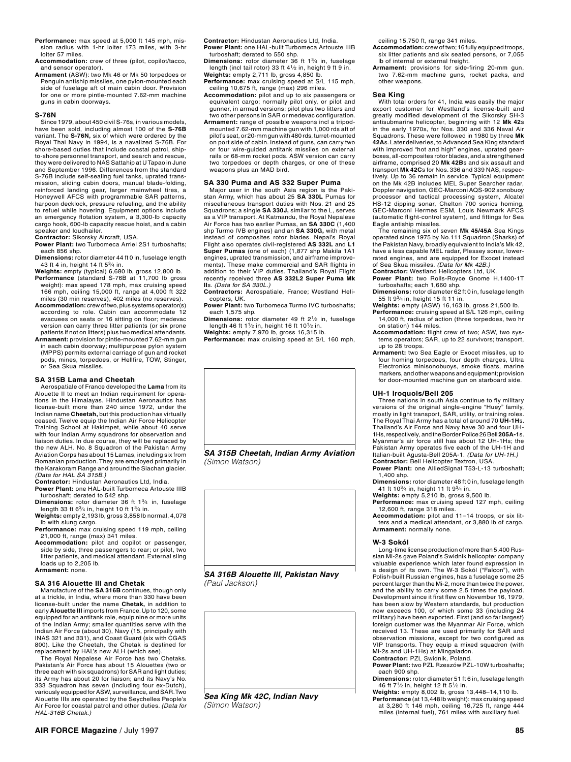**Performance:** max speed at 5,000 ft 145 mph, mission radius with 1-hr loiter 173 miles, with 3-hr loiter 57 miles.

**Accommodation:** crew of three (pilot, copilot/tacco, and sensor operator).

**Armament** (ASW): two Mk 46 or Mk 50 torpedoes or Penguin antiship missiles, one pylon-mounted each side of fuselage aft of main cabin door. Provision for one or more pintle-mounted 7.62-mm machine guns in cabin doorways.

### S-76N

Since 1979, about 450 civil S-76s, in various models, have been sold, including almost 100 of the **S-76B** variant. The **S-76N,** six of which were ordered by the Royal Thai Navy in 1994, is a navalized S-76B. For shore-based duties that include coastal patrol, ship-to-shore personnel transport, and search and rescue, they were delivered to NAS Sattahip at U Tapao in June and September 1996. Differences from the standard S-76B include self-sealing fuel tanks, uprated transmission, sliding cabin doors, manual blade-folding, reinforced landing gear, larger mainwheel tires, a Honeywell AFCS with programmable SAR patterns, harpoon decklock, pressure refueling, and the ability to refuel while hovering. Equipment options include an emergency flotation system, a 3,300-lb capacity cargo hook, 600-lb capacity rescue hoist, and a cabin speaker and loudhailer.

**Contractor:** Sikorsky Aircraft, USA.

**Power Plant:** two Turbomeca Arriel 2S1 turboshafts; each 856 shp.

**Dimensions:** rotor diameter 44 ft 0 in, fuselage length 43 ft 4 in, height 14 ft 5¾ in.

**Weights:** empty (typical) 6,680 lb, gross 12,800 lb.

**Performance** (standard S-76B at 11,700 lb gross weight): max speed 178 mph, max cruising speed 166 mph, ceiling 15,000 ft, range at 4,000 ft 322 miles (30 min reserves), 402 miles (no reserves).

**Accommodation:** crew of two, plus systems operator(s) according to role. Cabin can accommodate 12 evacuees on seats or 16 sitting on floor; medevac version can carry three litter patients (or six prone patients if not on litters) plus two medical attendants.

**Armament:** provision for pintle-mounted 7.62-mm gun in each cabin doorway; multipurpose pylon system (MPPS) permits external carriage of gun and rocket pods, mines, torpedoes, or Hellfire, TOW, Stinger, or Sea Skua missiles.

### SA 315B Lama and Cheetah

Aerospatiale of France developed the **Lama** from its Alouette II to meet an Indian requirement for operations in the Himalayas. Hindustan Aeronautics has license-built more than 240 since 1972, under the Indian name **Cheetah,** but this production has virtually ceased. Twelve equip the Indian Air Force Helicopter Training School at Hakimpet, while about 40 serve with four Indian Army squadrons for observation and liaison duties. In due course, they will be replaced by the new ALH. No. 8 Squadron of the Pakistan Army Aviation Corps has about 15 Lamas, including six from Romanian production. They are employed primarily in the Karakoram Range and around the Siachan glacier. *(Data for HAL SA 315B.)*

**Contractor:** Hindustan Aeronautics Ltd, India.

**Power Plant:** one HAL-built Turbomeca Artouste IIIB turboshaft; derated to 542 shp.

**Dimensions:** rotor diameter 36 ft 1¾ in, fuselage length 33 ft 6¾ in, height 10 ft 1¾ in.

**Weights:** empty 2,193 lb, gross 3,858 lb normal, 4,078 lb with slung cargo.

**Performance:** max cruising speed 119 mph, ceiling 21,000 ft, range (max) 341 miles.

**Accommodation:** pilot and copilot or passenger, side by side, three passengers to rear; or pilot, two litter patients, and medical attendant. External sling loads up to 2,205 lb.

**Armament:** none.

### SA 316 Alouette III and Chetak

Manufacture of the **SA 316B** continues, though only at a trickle, in India, where more than 330 have been license-built under the name **Chetak,** in addition to early **Alouette III** imports from France. Up to 120, some equipped for an antitank role, equip nine or more units of the Indian Army; smaller quantities serve with the Indian Air Force (about 30), Navy (15, principally with INAS 321 and 331), and Coast Guard (six with CGAS 800). Like the Cheetah, the Chetak is destined for replacement by HAL's new ALH (which see).

The Royal Nepalese Air Force has two Chetaks. Pakistan's Air Force has about 15 Alouettes (two or three each with six squadrons) for SAR and light duties; its Army has about 20 for liaison; and its Navy's No. 333 Squadron has seven (including four ex-Dutch), variously equipped for ASW, surveillance, and SAR. Two Alouette IIIs are operated by the Seychelles People's Air Force for coastal patrol and other duties. *(Data for HAL-316B Chetak.)*

**Contractor:** Hindustan Aeronautics Ltd, India.

**Power Plant:** one HAL-built Turbomeca Artouste IIIB turboshaft; derated to 550 shp.

**Dimensions:** rotor diameter 36 ft 1¾ in, fuselage length (incl tail rotor) 33 ft 4½ in, height 9 ft 9 in.

**Weights:** empty 2,711 lb, gross 4,850 lb.

**Performance:** max cruising speed at S/L 115 mph, ceiling 10,675 ft, range (max) 296 miles.

**Accommodation:** pilot and up to six passengers or equivalent cargo; normally pilot only, or pilot and gunner, in armed versions; pilot plus two litters and two other persons in SAR or medevac configuration.

**Armament:** range of possible weapons incl a tripod-mounted 7.62-mm machine gun with 1,000 rds aft of pilot's seat, or 20-mm gun with 480 rds, turret-mounted on port side of cabin. Instead of guns, can carry two or four wire-guided antitank missiles on external rails or 68-mm rocket pods. ASW version can carry two torpedoes or depth charges, or one of these weapons plus an MAD bird.

### SA 330 Puma and AS 332 Super Puma

Major user in the south Asia region is the Pakistan Army, which has about 25 **SA 330L** Pumas for miscellaneous transport duties with Nos. 21 and 25 Squadrons; a single **SA 330J,** similar to the L, serves as a VIP transport. At Katmandu, the Royal Nepalese Air Force has two earlier Pumas, an **SA 330C** (1,400 shp Turmo IVB engines) and an **SA 330G,** with metal instead of composites rotor blades. Nepal's Royal Flight also operates civil-registered **AS 332L** and **L1 Super Pumas** (one of each) (1,877 shp Makila 1A1 engines, uprated transmission, and airframe improvements). These make commercial and SAR flights in addition to their VIP duties. Thailand's Royal Flight recently received three **AS 332L2 Super Puma Mk IIs**. *(Data for SA 330L.)*

**Contractors:** Aerospatiale, France; Westland Helicopters, UK.

**Power Plant:** two Turbomeca Turmo IVC turboshafts; each 1,575 shp.

**Dimensions:** rotor diameter 49 ft 2½ in, fuselage length 46 ft 1½ in, height 16 ft 10½ in.

**Weights:** empty 7,970 lb, gross 16,315 lb.

**Performance:** max cruising speed at S/L 160 mph, ceiling 15,750 ft, range 341 miles.

**Accommodation:** crew of two; 16 fully equipped troops, six litter patients and six seated persons, or 7,055 lb of internal or external freight.

**Armament:** provisions for side-firing 20-mm gun, two 7.62-mm machine guns, rocket packs, and other weapons.

*SA 315B Cheetah, Indian Army Aviation*
*(Simon Watson)*

*SA 316B Alouette III, Pakistan Navy*
*(Paul Jackson)*

*Sea King Mk 42C, Indian Navy*
*(Simon Watson)*

### Sea King

With total orders for 41, India was easily the major export customer for Westland's license-built and greatly modified development of the Sikorsky SH-3 antisubmarine helicopter, beginning with 12 **Mk 42**s in the early 1970s, for Nos. 330 and 336 Naval Air Squadrons. These were followed in 1980 by three **Mk 42A**s. Later deliveries, to Advanced Sea King standard with improved "hot and high" engines, uprated gearboxes, all-composites rotor blades, and a strengthened airframe, comprised 20 **Mk 42B**s and six assault and transport **Mk 42C**s for Nos. 336 and 339 NAS, respectively. Up to 36 remain in service. Typical equipment on the Mk 42B includes MEL Super Searcher radar, Doppler navigation, GEC-Marconi AQS-902 sonobuoy processor and tactical processing system, Alcatel HS-12 dipping sonar, Chelton 700 sonics homing, GEC-Marconi Hermes ESM, Louis Newmark AFCS (automatic flight-control system), and fittings for Sea Eagle antiship missiles.

The remaining six of seven **Mk 45/45A** Sea Kings operated since 1975 by No.111 Squadron (Sharks) of the Pakistan Navy, broadly equivalent to India's Mk 42, have a less capable MEL radar, Plessey sonar, lower-rated engines, and are equipped for Exocet instead of Sea Skua missiles. *(Data for Mk 42B.)*

**Contractor:** Westland Helicopters Ltd, UK.

**Power Plant:** two Rolls-Royce Gnome H.1400-1T turboshafts; each 1,660 shp.

**Dimensions:** rotor diameter 62 ft 0 in, fuselage length 55 ft 9¾ in, height 15 ft 11 in.

**Weights:** empty (ASW) 16,163 lb, gross 21,500 lb.

**Performance:** cruising speed at S/L 126 mph, ceiling 14,000 ft, radius of action (three torpedoes, two hr on station) 144 miles.

**Accommodation:** flight crew of two; ASW, two systems operators; SAR, up to 22 survivors; transport, up to 28 troops.

**Armament:** two Sea Eagle or Exocet missiles, up to four homing torpedoes, four depth charges, Ultra Electronics minisonobuoys, smoke floats, marine markers, and other weapons and equipment; provision for door-mounted machine gun on starboard side.

### UH-1 Iroquois/Bell 205

Three nations in south Asia continue to fly military versions of the original single-engine "Huey" family, mostly in light transport, SAR, utility, or training roles. The Royal Thai Army has a total of around 70 **UH-1H**s. Thailand's Air Force and Navy have 30 and four UH-1Hs, respectively, and the Border Police 26 Bell **205A-1**s. Myanmar's air force still has about 12 UH-1Hs; the Pakistan Army operates five each of the UH-1H and Italian-built Agusta-Bell 205A-1. *(Data for UH-1H.)*

**Contractor:** Bell Helicopter Textron, USA.

**Power Plant:** one AlliedSignal T53-L-13 turboshaft; 1,400 shp.

**Dimensions:** rotor diameter 48 ft 0 in, fuselage length 41 ft 10¾ in, height 11 ft 9¾ in.

**Weights:** empty 5,210 lb, gross 9,500 lb.

**Performance:** max cruising speed 127 mph, ceiling 12,600 ft, range 318 miles.

**Accommodation:** pilot and 11–14 troops, or six litters and a medical attendant, or 3,880 lb of cargo.

**Armament:** normally none.

### W-3 Sokól

Long-time license production of more than 5,400 Russian Mi-2s gave Poland's Swidnik helicopter company valuable experience which later found expression in a design of its own. The W-3 Sokól ("Falcon"), with Polish-built Russian engines, has a fuselage some 25 percent larger than the Mi-2, more than twice the power, and the ability to carry some 2.5 times the payload. Development since it first flew on November 16, 1979, has been slow by Western standards, but production now exceeds 100, of which some 33 (including 24 military) have been exported. First (and so far largest) foreign customer was the Myanmar Air Force, which received 13. These are used primarily for SAR and observation missions, except for two configured as VIP transports. They equip a mixed squadron (with Mi-2s and UH-1Hs) at Mingaladon.

**Contractor:** PZL Swidnik, Poland.

**Power Plant:** two PZL Rzeszów PZL-10W turboshafts; each 900 shp.

**Dimensions:** rotor diameter 51 ft 6 in, fuselage length 46 ft 7½ in, height 12 ft 5½ in.

**Weights:** empty 8,002 lb, gross 13,448–14,110 lb.

**Performance** (at 13,448 lb weight): max cruising speed at 3,280 ft 146 mph, ceiling 16,725 ft, range 444 miles (internal fuel), 761 miles with auxiliary fuel.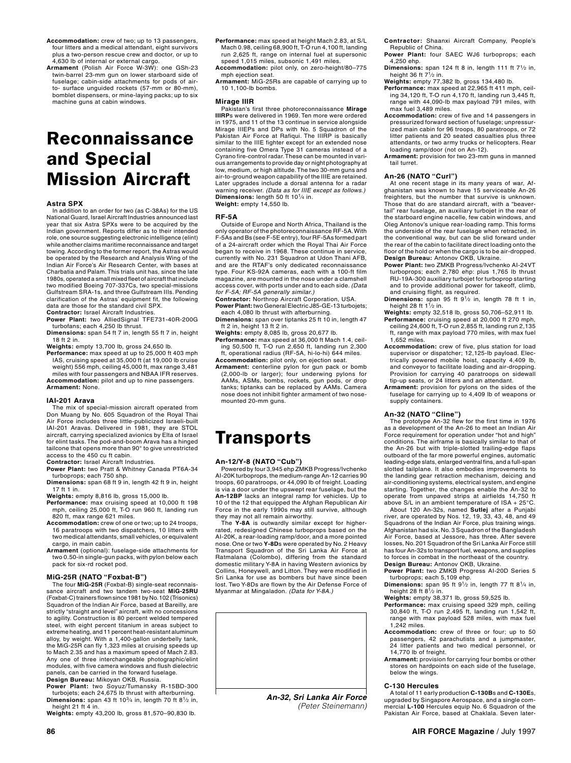**Accommodation:** crew of two; up to 13 passengers, four litters and a medical attendant, eight survivors plus a two-person rescue crew and doctor, or up to 4,630 lb of internal or external cargo.

**Armament** (Polish Air Force W-3W): one GSh-23 twin-barrel 23-mm gun on lower starboard side of fuselage; cabin-side attachments for pods of air-to- surface unguided rockets (57-mm or 80-mm), bomblet dispensers, or mine-laying packs; up to six machine guns at cabin windows.

# Reconnaissance and Special Mission Aircraft

### Astra SPX

In addition to an order for two (as C-38As) for the US National Guard, Israel Aircraft Industries announced last year that six Astra SPXs were to be acquired by the Indian government. Reports differ as to their intended role, one source suggesting electronic intelligence (elint) while another claims maritime reconnaissance and target towing. According to the former report, the Astras would be operated by the Research and Analysis Wing of the Indian Air Force's Air Research Center, with bases at Charbatia and Palam. This trials unit has, since the late 1980s, operated a small mixed fleet of aircraft that include two modified Boeing 707-337Cs, two special-missions Gulfstream SRA-1s, and three Gulfstream IIIs. Pending clarification of the Astras' equipment fit, the following data are those for the standard civil SPX.

**Contractor:** Israel Aircraft Industries.

**Power Plant:** two AlliedSignal TFE731-40R-200G turbofans; each 4,250 lb thrust.

**Dimensions:** span 54 ft 7 in, length 55 ft 7 in, height 18 ft 2 in.

**Weights:** empty 13,700 lb, gross 24,650 lb.

**Performance:** max speed at up to 25,000 ft 403 mph IAS, cruising speed at 35,000 ft (at 19,000 lb cruise weight) 556 mph, ceiling 45,000 ft, max range 3,481 miles with four passengers and NBAA IFR reserves.

**Accommodation:** pilot and up to nine passengers.

**Armament:** None.

### IAI-201 Arava

The mix of special-mission aircraft operated from Don Muang by No. 605 Squadron of the Royal Thai Air Force includes three little-publicized Israeli-built IAI-201 Aravas. Delivered in 1981, they are STOL aircraft, carrying specialized avionics by Elta of Israel for elint tasks. The pod-and-boom Arava has a hinged tailcone that opens more than 90° to give unrestricted access to the 450 cu ft cabin.

**Contractor:** Israel Aircraft Industries.

**Power Plant:** two Pratt & Whitney Canada PT6A-34 turboprops; each 750 shp.

**Dimensions:** span 68 ft 9 in, length 42 ft 9 in, height 17 ft 1 in.

**Weights:** empty 8,816 lb, gross 15,000 lb.

**Performance:** max cruising speed at 10,000 ft 198 mph, ceiling 25,000 ft, T-O run 960 ft, landing run 820 ft, max range 621 miles.

**Accommodation:** crew of one or two; up to 24 troops, 16 paratroops with two dispatchers, 10 litters with two medical attendants, small vehicles, or equivalent cargo, in main cabin.

**Armament** (optional): fuselage-side attachments for two 0.50-in single-gun packs, with pylon below each pack for six-rd rocket pod.

### MiG-25R (NATO "Foxbat-B")

The four **MiG-25R** (Foxbat-B) single-seat reconnaissance aircraft and two tandem two-seat **MiG-25RU** (Foxbat-C) trainers flown since 1981 by No. 102 (Trisonics) Squadron of the Indian Air Force, based at Bareilly, are strictly "straight and level" aircraft, with no concessions to agility. Construction is 80 percent welded tempered steel, with eight percent titanium in areas subject to extreme heating, and 11 percent heat-resistant aluminum alloy, by weight. With a 1,400-gallon underbelly tank, the MiG-25R can fly 1,323 miles at cruising speeds up to Mach 2.35 and has a maximum speed of Mach 2.83. Any one of three interchangeable photographic/elint modules, with five camera windows and flush dielectric panels, can be carried in the forward fuselage.

**Design Bureau:** Mikoyan OKB, Russia.

**Power Plant:** two Soyuz/Tumansky R-15BD-300 turbojets; each 24,675 lb thrust with afterburning.

**Dimensions:** span 43 ft 10¾ in, length 70 ft 8½ in, height 21 ft 4 in.

**Weights:** empty 43,200 lb, gross 81,570–90,830 lb.

**Performance:** max speed at height Mach 2.83, at S/L Mach 0.98, ceiling 68,900 ft, T-O run 4,100 ft, landing run 2,625 ft, range on internal fuel at supersonic speed 1,015 miles, subsonic 1,491 miles.

**Accommodation:** pilot only, on zero-height/80–775 mph ejection seat.

**Armament:** MiG-25Rs are capable of carrying up to 10 1,100-lb bombs.

### Mirage IIIR

Pakistan's first three photoreconnaissance **Mirage IIIRP**s were delivered in 1969. Ten more were ordered in 1975, and 11 of the 13 continue in service alongside Mirage IIIEPs and DPs with No. 5 Squadron of the Pakistan Air Force at Rafiqui. The IIIRP is basically similar to the IIIE fighter except for an extended nose containing five Omera Type 31 cameras instead of a Cyrano fire-control radar. These can be mounted in various arrangements to provide day or night photography at low, medium, or high altitude. The two 30-mm guns and air-to-ground weapon capability of the IIIE are retained. Later upgrades include a dorsal antenna for a radar warning receiver. *(Data as for IIIE except as follows.)*

**Dimensions:** length 50 ft 10¼ in.

**Weight:** empty 14,550 lb.

### RF-5A

Outside of Europe and North Africa, Thailand is the only operator of the photoreconnaissance RF-5A. With F-5As and Bs (see F-5E entry), four RF-5As formed part of a 24-aircraft order which the Royal Thai Air Force began to receive in 1968. These continue in service, currently with No. 231 Squadron at Udon Thani AFB, and are the RTAF's only dedicated reconnaissance type. Four KS-92A cameras, each with a 100-ft film magazine, are mounted in the nose under a clamshell access cover, with ports under and to each side. *(Data for F-5A; RF-5A generally similar.)*

**Contractor:** Northrop Aircraft Corporation, USA.

**Power Plant:** two General Electric J85-GE-13 turbojets; each 4,080 lb thrust with afterburning.

**Dimensions:** span over tiptanks 25 ft 10 in, length 47 ft 2 in, height 13 ft 2 in.

**Weights:** empty 8,085 lb, gross 20,677 lb.

**Performance:** max speed at 36,000 ft Mach 1.4, ceiling 50,500 ft, T-O run 2,650 ft, landing run 2,300 ft, operational radius (RF-5A, hi-lo-hi) 644 miles.

**Accommodation:** pilot only, on ejection seat.

**Armament:** centerline pylon for gun pack or bomb (2,000-lb or larger); four underwing pylons for AAMs, ASMs, bombs, rockets, gun pods, or drop tanks; tiptanks can be replaced by AAMs. Camera nose does not inhibit fighter armament of two nose-mounted 20-mm guns.

# Transports

### An-12/Y-8 (NATO "Cub")

Powered by four 3,945 ehp ZMKB Progress/Ivchenko AI-20K turboprops, the medium-range An-12 carries 90 troops, 60 paratroops, or 44,090 lb of freight. Loading is via a door under the upswept rear fuselage, but the **An-12BP** lacks an integral ramp for vehicles. Up to 10 of the 12 that equipped the Afghan Republican Air Force in the early 1990s may still survive, although they may not all remain airworthy.

The **Y-8A** is outwardly similar except for higher-rated, redesigned Chinese turboprops based on the AI-20K, a rear-loading ramp/door, and a more pointed nose. One or two **Y-8D**s were operated by No. 2 Heavy Transport Squadron of the Sri Lanka Air Force at Ratmalana (Colombo), differing from the standard domestic military Y-8A in having Western avionics by Collins, Honeywell, and Litton. They were modified in Sri Lanka for use as bombers but have since been lost. Two Y-8Ds are flown by the Air Defense Force of Myanmar at Mingaladon. *(Data for Y-8A.)*

***An-32, Sri Lanka Air Force***
*(Peter Steinemann)*

**Contractor:** Shaanxi Aircraft Company, People's Republic of China.

**Power Plant:** four SAEC WJ6 turboprops; each 4,250 ehp.

**Dimensions:** span 124 ft 8 in, length 111 ft 7½ in, height 36 ft 7½ in.

**Weights:** empty 77,382 lb, gross 134,480 lb.

**Performance:** max speed at 22,965 ft 411 mph, ceiling 34,120 ft, T-O run 4,170 ft, landing run 3,445 ft, range with 44,090-lb max payload 791 miles, with max fuel 3,489 miles.

**Accommodation:** crew of five and 14 passengers in pressurized forward section of fuselage; unpressurized main cabin for 96 troops, 80 paratroops, or 72 litter patients and 20 seated casualties plus three attendants, or two army trucks or helicopters. Rear loading ramp/door (not on An-12).

**Armament:** provision for two 23-mm guns in manned tail turret.

### An-26 (NATO "Curl")

At one recent stage in its many years of war, Afghanistan was known to have 15 serviceable An-26 freighters, but the number that survive is unknown. Those that do are standard aircraft, with a "beaver-tail" rear fuselage, an auxiliary turbojet in the rear of the starboard engine nacelle, few cabin windows, and Oleg Antonov's unique rear-loading ramp. This forms the underside of the rear fuselage when retracted, in the conventional way, but can be slid forward under the rear of the cabin to facilitate direct loading onto the floor of the hold or when the cargo is to be air-dropped.

**Design Bureau:** Antonov OKB, Ukraine.

**Power Plant:** two ZMKB Progress/Ivchenko AI-24VT turboprops; each 2,780 ehp: plus 1,765 lb thrust RU-19A-300 auxiliary turbojet for turboprop starting and to provide additional power for takeoff, climb, and cruising flight, as required.

**Dimensions:** span 95 ft 9½ in, length 78 ft 1 in, height 28 ft 1½ in.

**Weights:** empty 32,518 lb, gross 50,706–52,911 lb.

**Performance:** cruising speed at 20,000 ft 270 mph, ceiling 24,600 ft, T-O run 2,855 ft, landing run 2,135 ft, range with max payload 770 miles, with max fuel 1,652 miles.

**Accommodation:** crew of five, plus station for load supervisor or dispatcher; 12,125-lb payload. Electrically powered mobile hoist, capacity 4,409 lb, and conveyor to facilitate loading and air-dropping. Provision for carrying 40 paratroops on sidewall tip-up seats, or 24 litters and an attendant.

**Armament:** provision for pylons on the sides of the fuselage for carrying up to 4,409 lb of weapons or supply containers.

### An-32 (NATO "Cline")

The prototype An-32 flew for the first time in 1976 as a development of the An-26 to meet an Indian Air Force requirement for operation under "hot and high" conditions. The airframe is basically similar to that of the An-26 but with triple-slotted trailing-edge flaps outboard of the far more powerful engines, automatic leading-edge slats, enlarged ventral fins, and a full-span slotted tailplane. It also embodies improvements to the landing gear retraction mechanism, deicing and air-conditioning systems, electrical system, and engine starting. Together, the changes enable the An-32 to operate from unpaved strips at airfields 14,750 ft above S/L in an ambient temperature of ISA + 25°C.

About 120 An-32s, named **Sutlej** after a Punjabi river, are operated by Nos. 12, 19, 33, 43, 48, and 49 Squadrons of the Indian Air Force, plus training wings. Afghanistan had six. No. 3 Squadron of the Bangladesh Air Force, based at Jessore, has three. After severe losses, No. 201 Squadron of the Sri Lanka Air Force still has four An-32s to transport fuel, weapons, and supplies to forces in combat in the northeast of the country.

**Design Bureau:** Antonov OKB, Ukraine.

**Power Plant:** two ZMKB Progress AI-20D Series 5 turboprops; each 5,109 ehp.

**Dimensions:** span 95 ft 9½ in, length 77 ft 8¼ in, height 28 ft 8½ in.

**Weights:** empty 38,371 lb, gross 59,525 lb.

**Performance:** max cruising speed 329 mph, ceiling 30,840 ft, T-O run 2,495 ft, landing run 1,542 ft, range with max payload 528 miles, with max fuel 1,242 miles.

**Accommodation:** crew of three or four; up to 50 passengers, 42 parachutists and a jumpmaster, 24 litter patients and two medical personnel, or 14,770 lb of freight.

**Armament:** provision for carrying four bombs or other stores on hardpoints on each side of the fuselage, below the wings.

### C-130 Hercules

A total of 11 early production **C-130B**s and **C-130E**s, upgraded by Singapore Aerospace, and a single commercial **L-100** Hercules equip No. 6 Squadron of the Pakistan Air Force, based at Chaklala. Seven later-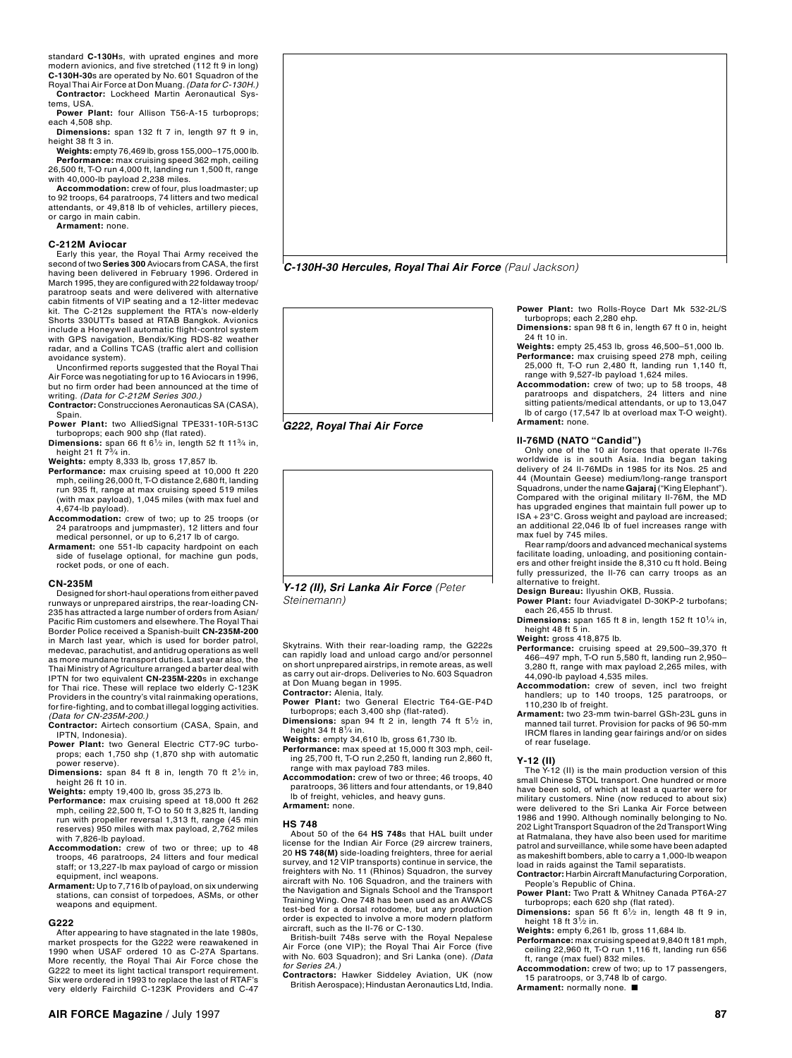standard **C-130H**s, with uprated engines and more modern avionics, and five stretched (112 ft 9 in long) **C-130H-30**s are operated by No. 601 Squadron of the Royal Thai Air Force at Don Muang. *(Data for C-130H.)*

**Contractor:** Lockheed Martin Aeronautical Systems, USA.

**Power Plant:** four Allison T56-A-15 turboprops; each 4,508 shp.

**Dimensions:** span 132 ft 7 in, length 97 ft 9 in, height 38 ft 3 in.

**Weights:** empty 76,469 lb, gross 155,000–175,000 lb.

**Performance:** max cruising speed 362 mph, ceiling 26,500 ft, T-O run 4,000 ft, landing run 1,500 ft, range with 40,000-lb payload 2,238 miles.

**Accommodation:** crew of four, plus loadmaster; up to 92 troops, 64 paratroops, 74 litters and two medical attendants, or 49,818 lb of vehicles, artillery pieces, or cargo in main cabin.

**Armament:** none.

### C-212M Aviocar

Early this year, the Royal Thai Army received the second of two **Series 300** Aviocars from CASA, the first having been delivered in February 1996. Ordered in March 1995, they are configured with 22 foldaway troop/paratroop seats and were delivered with alternative cabin fitments of VIP seating and a 12-litter medevac kit. The C-212s supplement the RTA's now-elderly Shorts 330UTTs based at RTAB Bangkok. Avionics include a Honeywell automatic flight-control system with GPS navigation, Bendix/King RDS-82 weather radar, and a Collins TCAS (traffic alert and collision avoidance system).

Unconfirmed reports suggested that the Royal Thai Air Force was negotiating for up to 16 Aviocars in 1996, but no firm order had been announced at the time of writing. *(Data for C-212M Series 300.)*

**Contractor:** Construcciones Aeronauticas SA (CASA), Spain.

**Power Plant:** two AlliedSignal TPE331-10R-513C turboprops; each 900 shp (flat rated).

**Dimensions:** span 66 ft 6½ in, length 52 ft 11¾ in, height 21 ft 7¾ in.

**Weights:** empty 8,333 lb, gross 17,857 lb.

**Performance:** max cruising speed at 10,000 ft 220 mph, ceiling 26,000 ft, T-O distance 2,680 ft, landing run 935 ft, range at max cruising speed 519 miles (with max payload), 1,045 miles (with max fuel and 4,674-lb payload).

**Accommodation:** crew of two; up to 25 troops (or 24 paratroops and jumpmaster), 12 litters and four medical personnel, or up to 6,217 lb of cargo.

**Armament:** one 551-lb capacity hardpoint on each side of fuselage optional, for machine gun pods, rocket pods, or one of each.

### CN-235M

Designed for short-haul operations from either paved runways or unprepared airstrips, the rear-loading CN-235 has attracted a large number of orders from Asian/Pacific Rim customers and elsewhere. The Royal Thai Border Police received a Spanish-built **CN-235M-200** in March last year, which is used for border patrol, medevac, parachutist, and antidrug operations as well as more mundane transport duties. Last year also, the Thai Ministry of Agriculture arranged a barter deal with IPTN for two equivalent **CN-235M-220**s in exchange for Thai rice. These will replace two elderly C-123K Providers in the country's vital rainmaking operations, for fire-fighting, and to combat illegal logging activities. *(Data for CN-235M-200.)*

**Contractor:** Airtech consortium (CASA, Spain, and IPTN, Indonesia).

**Power Plant:** two General Electric CT7-9C turboprops; each 1,750 shp (1,870 shp with automatic power reserve).

**Dimensions:** span 84 ft 8 in, length 70 ft 2½ in, height 26 ft 10 in.

**Weights:** empty 19,400 lb, gross 35,273 lb.

**Performance:** max cruising speed at 18,000 ft 262 mph, ceiling 22,500 ft, T-O to 50 ft 3,825 ft, landing run with propeller reversal 1,313 ft, range (45 min reserves) 950 miles with max payload, 2,762 miles with 7,826-lb payload.

**Accommodation:** crew of two or three; up to 48 troops, 46 paratroops, 24 litters and four medical staff; or 13,227-lb max payload of cargo or mission equipment, incl weapons.

**Armament:** Up to 7,716 lb of payload, on six underwing stations, can consist of torpedoes, ASMs, or other weapons and equipment.

### G222

After appearing to have stagnated in the late 1980s, market prospects for the G222 were reawakened in 1990 when USAF ordered 10 as C-27A Spartans. More recently, the Royal Thai Air Force chose the G222 to meet its light tactical transport requirement. Six were ordered in 1993 to replace the last of RTAF's very elderly Fairchild C-123K Providers and C-47 Skytrains. With their rear-loading ramp, the G222s can rapidly load and unload cargo and/or personnel on short unprepared airstrips, in remote areas, as well as carry out air-drops. Deliveries to No. 603 Squadron at Don Muang began in 1995.

**Contractor:** Alenia, Italy.

**Power Plant:** two General Electric T64-GE-P4D turboprops; each 3,400 shp (flat-rated).

**Dimensions:** span 94 ft 2 in, length 74 ft 5½ in, height 34 ft 8¼ in.

**Weights:** empty 34,610 lb, gross 61,730 lb.

**Performance:** max speed at 15,000 ft 303 mph, ceiling 25,700 ft, T-O run 2,250 ft, landing run 2,860 ft, range with max payload 783 miles.

**Accommodation:** crew of two or three; 46 troops, 40 paratroops, 36 litters and four attendants, or 19,840 lb of freight, vehicles, and heavy guns.

**Armament:** none.

*C-130H-30 Hercules, Royal Thai Air Force* (Paul Jackson)

*G222, Royal Thai Air Force*

*Y-12 (II), Sri Lanka Air Force* (Peter Steinemann)

### HS 748

About 50 of the 64 **HS 748**s that HAL built under license for the Indian Air Force (29 aircrew trainers, 20 **HS 748(M)** side-loading freighters, three for aerial survey, and 12 VIP transports) continue in service, the freighters with No. 11 (Rhinos) Squadron, the survey aircraft with No. 106 Squadron, and the trainers with the Navigation and Signals School and the Transport Training Wing. One 748 has been used as an AWACS test-bed for a dorsal rotodome, but any production order is expected to involve a more modern platform aircraft, such as the Il-76 or C-130.

British-built 748s serve with the Royal Nepalese Air Force (one VIP); the Royal Thai Air Force (five with No. 603 Squadron); and Sri Lanka (one). *(Data for Series 2A.)*

**Contractors:** Hawker Siddeley Aviation, UK (now British Aerospace); Hindustan Aeronautics Ltd, India.

**Power Plant:** two Rolls-Royce Dart Mk 532-2L/S turboprops; each 2,280 ehp.

**Dimensions:** span 98 ft 6 in, length 67 ft 0 in, height 24 ft 10 in.

**Weights:** empty 25,453 lb, gross 46,500–51,000 lb.

**Performance:** max cruising speed 278 mph, ceiling 25,000 ft, T-O run 2,480 ft, landing run 1,140 ft, range with 9,527-lb payload 1,624 miles.

**Accommodation:** crew of two; up to 58 troops, 48 paratroops and dispatchers, 24 litters and nine sitting patients/medical attendants, or up to 13,047 lb of cargo (17,547 lb at overload max T-O weight).

**Armament:** none.

### Il-76MD (NATO "Candid")

Only one of the 10 air forces that operate Il-76s worldwide is in south Asia. India began taking delivery of 24 Il-76MDs in 1985 for its Nos. 25 and 44 (Mountain Geese) medium/long-range transport Squadrons, under the name **Gajaraj** ("King Elephant"). Compared with the original military Il-76M, the MD has upgraded engines that maintain full power up to ISA + 23°C. Gross weight and payload are increased; an additional 22,046 lb of fuel increases range with max fuel by 745 miles.

Rear ramp/doors and advanced mechanical systems facilitate loading, unloading, and positioning containers and other freight inside the 8,310 cu ft hold. Being fully pressurized, the Il-76 can carry troops as an alternative to freight.

**Design Bureau:** Ilyushin OKB, Russia.

**Power Plant:** four Aviadvigatel D-30KP-2 turbofans; each 26,455 lb thrust.

**Dimensions:** span 165 ft 8 in, length 152 ft 10¼ in, height 48 ft 5 in.

**Weight:** gross 418,875 lb.

**Performance:** cruising speed at 29,500–39,370 ft 466–497 mph, T-O run 5,580 ft, landing run 2,950–3,280 ft, range with max payload 2,265 miles, with 44,090-lb payload 4,535 miles.

**Accommodation:** crew of seven, incl two freight handlers; up to 140 troops, 125 paratroops, or 110,230 lb of freight.

**Armament:** two 23-mm twin-barrel GSh-23L guns in manned tail turret. Provision for packs of 96 50-mm IRCM flares in landing gear fairings and/or on sides of rear fuselage.

### Y-12 (II)

The Y-12 (II) is the main production version of this small Chinese STOL transport. One hundred or more have been sold, of which at least a quarter were for military customers. Nine (now reduced to about six) were delivered to the Sri Lanka Air Force between 1986 and 1990. Although nominally belonging to No. 202 Light Transport Squadron of the 2d Transport Wing at Ratmalana, they have also been used for maritime patrol and surveillance, while some have been adapted as makeshift bombers, able to carry a 1,000-lb weapon load in raids against the Tamil separatists.

**Contractor:** Harbin Aircraft Manufacturing Corporation, People's Republic of China.

**Power Plant:** Two Pratt & Whitney Canada PT6A-27 turboprops; each 620 shp (flat rated).

**Dimensions:** span 56 ft 6½ in, length 48 ft 9 in, height 18 ft 3½ in.

**Weights:** empty 6,261 lb, gross 11,684 lb.

**Performance:** max cruising speed at 9,840 ft 181 mph, ceiling 22,960 ft, T-O run 1,116 ft, landing run 656 ft, range (max fuel) 832 miles.

**Accommodation:** crew of two; up to 17 passengers, 15 paratroops, or 3,748 lb of cargo.

**Armament:** normally none. ■